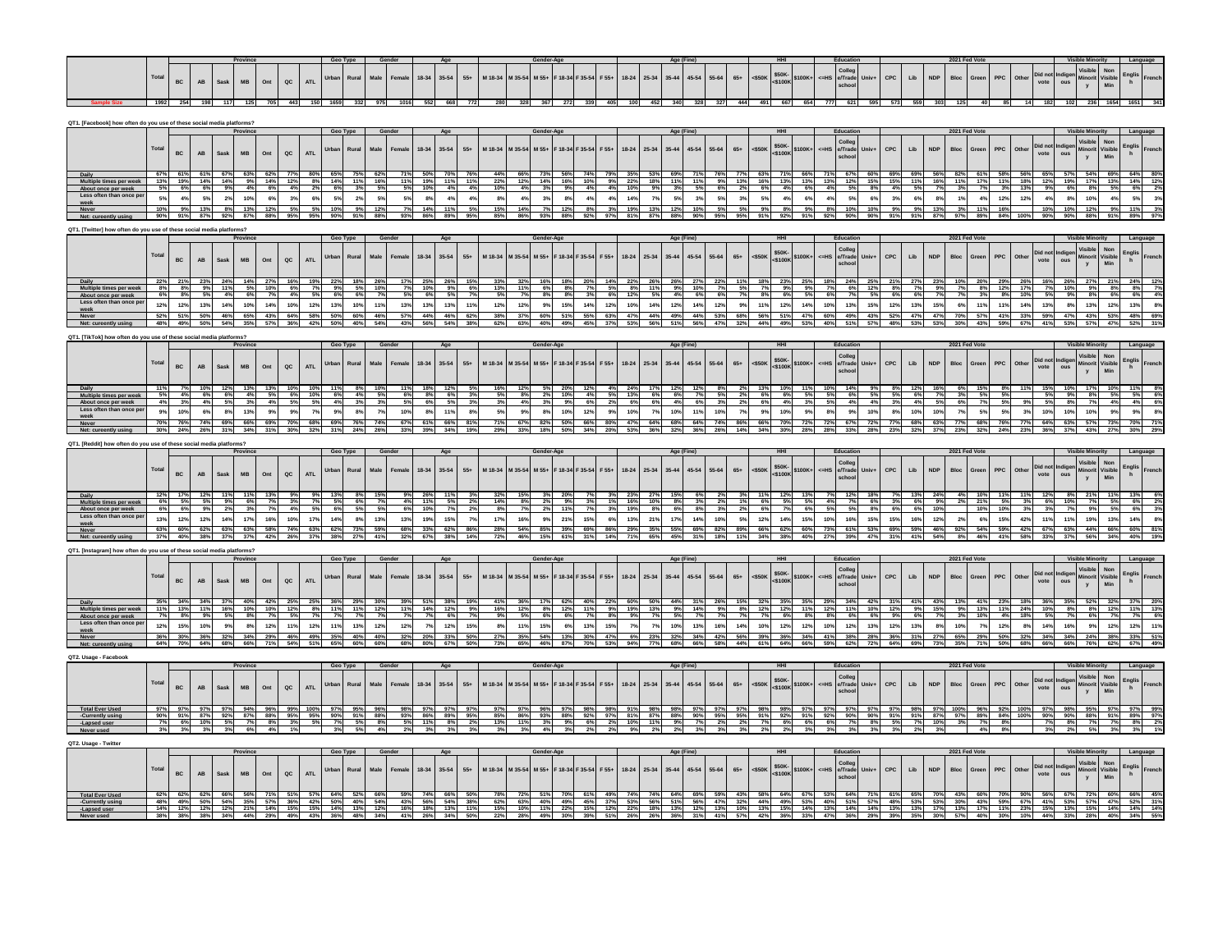| | Total | Province | | | | | | | Geo Type | | Gender | | Age | | | Gender-Age | | | | | | Age (Fine) | | | | | | HHI | | | Education | | | 2021 Fed Vote | | | | | | | | Visible Minority | | | Language | |
|---|---|---|---|---|---|---|---|---|---|---|---|---|---|---|---|---|---|---|---|---|---|---|---|---|---|---|---|---|---|---|---|---|---|---|---|---|---|---|---|---|---|---|---|---|---|---|
| | | BC | AB | Sask | MB | Ont | QC | ATL | Urban | Rural | Male | Female | 18-34 | 35-54 | 55+ | M 18-34 | M 35-54 | M 55+ | F 18-34 | F 35-54 | F 55+ | 18-24 | 25-34 | 35-44 | 45-54 | 55-64 | 65+ | <$50K | $50K-<$100K | $100K+ | <=HS | College/Trade school | Univ+ | CPC | Lib | NDP | Bloc | Green | PPC | Other | Did not vote | Indigenous | Visible Minority | Non Visible Min | English | French |
| Sample Size | 1992 | 254 | 198 | 117 | 125 | 705 | 443 | 150 | 1659 | 332 | 975 | 1016 | 552 | 668 | 772 | 280 | 328 | 367 | 272 | 339 | 405 | 100 | 452 | 340 | 328 | 327 | 444 | 491 | 667 | 654 | 777 | 621 | 595 | 573 | 559 | 303 | 125 | 40 | 85 | 14 | 182 | 102 | 236 | 1654 | 1651 | 341 |

QT1. [Facebook] how often do you use of these social media platforms?

| | Total | Province | | | | | | | Geo Type | | Gender | | Age | | | Gender-Age | | | | | | Age (Fine) | | | | | | HHI | | | Education | | | 2021 Fed Vote | | | | | | | | Visible Minority | | | Language | |
|---|---|---|---|---|---|---|---|---|---|---|---|---|---|---|---|---|---|---|---|---|---|---|---|---|---|---|---|---|---|---|---|---|---|---|---|---|---|---|---|---|---|---|---|---|---|---|
| | | BC | AB | Sask | MB | Ont | QC | ATL | Urban | Rural | Male | Female | 18-34 | 35-54 | 55+ | M 18-34 | M 35-54 | M 55+ | F 18-34 | F 35-54 | F 55+ | 18-24 | 25-34 | 35-44 | 45-54 | 55-64 | 65+ | <$50K | $50K-<$100K | $100K+ | <=HS | College/Trade school | Univ+ | CPC | Lib | NDP | Bloc | Green | PPC | Other | Did not vote | Indigenous | Visible Minority | Non Visible Min | English | French |
| Daily | 67% | 61% | 61% | 67% | 63% | 62% | 77% | 80% | 65% | 75% | 62% | 71% | 50% | 70% | 76% | 44% | 66% | 73% | 56% | 74% | 79% | 35% | 53% | 69% | 71% | 76% | 77% | 63% | 71% | 66% | 71% | 67% | 60% | 69% | 69% | 56% | 82% | 61% | 58% | 56% | 65% | 57% | 54% | 69% | 64% | 80% |
| Multiple times per week | 13% | 19% | 14% | 14% | 9% | 14% | 12% | 8% | 14% | 11% | 16% | 11% | 19% | 11% | 11% | 22% | 12% | 14% | 16% | 10% | 9% | 22% | 18% | 11% | 11% | 9% | 13% | 16% | 13% | 13% | 13% | 12% | 15% | 15% | 11% | 16% | 11% | 17% | 11% | 18% | 12% | 19% | 17% | 13% | 14% | 12% |
| About once per week | 5% | 6% | 6% | 9% | 4% | 6% | 4% | 2% | 6% | 3% | 5% | 5% | 10% | 4% | 4% | 10% | 4% | 3% | 9% | 4% | 4% | 10% | 9% | 3% | 5% | 6% | 2% | 6% | 4% | 6% | 4% | 5% | 8% | 4% | 5% | 7% | 3% | 7% | 3% | 13% | 9% | 6% | 8% | 5% | 6% | 2% |
| Less often than once per week | 5% | 4% | 5% | 2% | 10% | 6% | 3% | 6% | 5% | 2% | 5% | 5% | 8% | 4% | 4% | 8% | 4% | 3% | 8% | 4% | 4% | 14% | 7% | 5% | 3% | 5% | 3% | 5% | 4% | 6% | 4% | 5% | 6% | 3% | 6% | 8% | 1% | 4% | 12% | 12% | 4% | 8% | 10% | 4% | 5% | 3% |
| Never | 10% | 9% | 13% | 8% | 13% | 12% | 5% | 5% | 10% | 9% | 12% | 7% | 14% | 11% | 5% | 15% | 14% | 7% | 12% | 8% | 3% | 19% | 13% | 12% | 10% | 5% | 5% | 9% | 8% | 9% | 8% | 10% | 10% | 9% | 9% | 13% | 3% | 11% | 16% | | 10% | 10% | 12% | 9% | 11% | 3% |
| Net: currently using | 90% | 91% | 87% | 92% | 87% | 88% | 95% | 95% | 90% | 91% | 88% | 93% | 86% | 89% | 95% | 85% | 86% | 93% | 88% | 92% | 97% | 81% | 87% | 88% | 90% | 95% | 95% | 91% | 92% | 91% | 92% | 90% | 90% | 91% | 91% | 87% | 97% | 89% | 84% | 100% | 90% | 90% | 88% | 91% | 89% | 97% |

QT1. [Twitter] how often do you use of these social media platforms?

| | Total | Province | | | | | | | Geo Type | | Gender | | Age | | | Gender-Age | | | | | | Age (Fine) | | | | | | HHI | | | Education | | | 2021 Fed Vote | | | | | | | | Visible Minority | | | Language | |
|---|---|---|---|---|---|---|---|---|---|---|---|---|---|---|---|---|---|---|---|---|---|---|---|---|---|---|---|---|---|---|---|---|---|---|---|---|---|---|---|---|---|---|---|---|---|---|
| | | BC | AB | Sask | MB | Ont | QC | ATL | Urban | Rural | Male | Female | 18-34 | 35-54 | 55+ | M 18-34 | M 35-54 | M 55+ | F 18-34 | F 35-54 | F 55+ | 18-24 | 25-34 | 35-44 | 45-54 | 55-64 | 65+ | <$50K | $50K-<$100K | $100K+ | <=HS | College/Trade school | Univ+ | CPC | Lib | NDP | Bloc | Green | PPC | Other | Did not vote | Indigenous | Visible Minority | Non Visible Min | English | French |
| Daily | 22% | 21% | 23% | 24% | 14% | 27% | 16% | 19% | 22% | 18% | 26% | 17% | 25% | 26% | 15% | 33% | 32% | 16% | 18% | 20% | 14% | 22% | 26% | 26% | 27% | 22% | 11% | 18% | 23% | 25% | 18% | 24% | 25% | 21% | 27% | 23% | 10% | 20% | 29% | 26% | 16% | 26% | 27% | 21% | 24% | 12% |
| Multiple times per week | 8% | 8% | 9% | 11% | 5% | 10% | 6% | 7% | 9% | 5% | 10% | 7% | 10% | 9% | 6% | 13% | 11% | 6% | 8% | 7% | 5% | 8% | 11% | 9% | 10% | 7% | 5% | 7% | 9% | 9% | 7% | 6% | 12% | 8% | 7% | 9% | 7% | 8% | 12% | 17% | 7% | 10% | 9% | 8% | 8% | 7% |
| About once per week | 6% | 5% | 4% | 6% | 7% | 4% | 6% | 5% | 6% | 5% | 7% | 5% | 6% | 5% | 7% | 5% | 7% | 8% | 8% | 3% | 6% | 12% | 5% | 4% | 6% | 6% | 7% | 8% | 6% | 5% | 6% | 7% | 5% | 6% | 6% | 7% | 7% | 3% | 8% | 10% | 5% | 9% | 8% | 6% | 6% | 4% |
| Less often than once per week | 12% | 12% | 13% | 14% | 10% | 14% | 10% | 12% | 13% | 10% | 11% | 13% | 13% | 13% | 11% | 12% | 12% | 9% | 15% | 14% | 12% | 10% | 12% | 14% | 12% | 12% | 9% | 11% | 12% | 14% | 10% | 13% | 15% | 13% | 13% | 15% | 6% | 11% | 11% | 14% | 13% | 8% | 13% | 12% | 13% | 8% |
| Never | 52% | 51% | 50% | 46% | 65% | 43% | 64% | 58% | 50% | 60% | 46% | 57% | 44% | 46% | 62% | 38% | 37% | 60% | 51% | 55% | 63% | 47% | 44% | 49% | 44% | 53% | 68% | 56% | 51% | 47% | 60% | 49% | 43% | 52% | 47% | 47% | 70% | 57% | 41% | 33% | 59% | 47% | 43% | 53% | 48% | 69% |
| Net: currently using | 48% | 49% | 50% | 54% | 35% | 57% | 36% | 42% | 50% | 40% | 54% | 43% | 56% | 54% | 38% | 62% | 63% | 40% | 49% | 45% | 37% | 53% | 56% | 51% | 56% | 47% | 32% | 44% | 49% | 53% | 40% | 51% | 57% | 48% | 53% | 53% | 30% | 43% | 59% | 67% | 41% | 53% | 57% | 47% | 52% | 31% |

QT1. [TikTok] how often do you use of these social media platforms?

| | Total | Province | | | | | | | Geo Type | | Gender | | Age | | | Gender-Age | | | | | | Age (Fine) | | | | | | HHI | | | Education | | | 2021 Fed Vote | | | | | | | | Visible Minority | | | Language | |
|---|---|---|---|---|---|---|---|---|---|---|---|---|---|---|---|---|---|---|---|---|---|---|---|---|---|---|---|---|---|---|---|---|---|---|---|---|---|---|---|---|---|---|---|---|---|---|
| | | BC | AB | Sask | MB | Ont | QC | ATL | Urban | Rural | Male | Female | 18-34 | 35-54 | 55+ | M 18-34 | M 35-54 | M 55+ | F 18-34 | F 35-54 | F 55+ | 18-24 | 25-34 | 35-44 | 45-54 | 55-64 | 65+ | <$50K | $50K-<$100K | $100K+ | <=HS | College/Trade school | Univ+ | CPC | Lib | NDP | Bloc | Green | PPC | Other | Did not vote | Indigenous | Visible Minority | Non Visible Min | English | French |
| Daily | 11% | 7% | 10% | 12% | 13% | 13% | 10% | 10% | 11% | 8% | 10% | 11% | 18% | 12% | 5% | 16% | 12% | 5% | 20% | 12% | 4% | 24% | 17% | 12% | 12% | 8% | 2% | 13% | 10% | 11% | 10% | 14% | 9% | 8% | 12% | 16% | 6% | 15% | 8% | 11% | 15% | 10% | 17% | 10% | 11% | 8% |
| Multiple times per week | 5% | 4% | 6% | 6% | 4% | 5% | 6% | 10% | 6% | 4% | 5% | 6% | 8% | 6% | 3% | 5% | 8% | 2% | 10% | 4% | 5% | 13% | 6% | 6% | 7% | 5% | 2% | 6% | 5% | 5% | 5% | 6% | 5% | 5% | 6% | 7% | 3% | 5% | 5% | | 5% | 9% | 8% | 5% | 5% | 6% |
| About once per week | 4% | 3% | 4% | 5% | 3% | 4% | 5% | 5% | 4% | 3% | 3% | 5% | 6% | 5% | 3% | 5% | 5% | 2% | 9% | 6% | 3% | 6% | 6% | 4% | 6% | 3% | 2% | 6% | 4% | 3% | 5% | 4% | 4% | 3% | 4% | 5% | 7% | 5% | 9% | | 5% | 8% | 7% | 4% | 4% | 6% |
| Less often than once per week | 9% | 10% | 6% | 8% | 13% | 9% | 7% | 9% | 9% | 8% | 7% | 10% | 8% | 11% | 8% | 5% | 9% | 8% | 10% | 12% | 9% | 10% | 7% | 10% | 11% | 10% | 7% | 9% | 10% | 9% | 8% | 9% | 10% | 8% | 10% | 10% | 7% | 5% | 5% | 3% | 10% | 10% | 10% | 9% | 9% | 8% |
| Never | 70% | 76% | 74% | 69% | 66% | 69% | 70% | 68% | 69% | 76% | 74% | 67% | 61% | 66% | 81% | 71% | 67% | 82% | 50% | 66% | 80% | 47% | 64% | 68% | 64% | 74% | 86% | 66% | 70% | 72% | 72% | 67% | 72% | 77% | 68% | 63% | 77% | 68% | 76% | 77% | 64% | 63% | 57% | 73% | 70% | 71% |
| Net: currently using | 30% | 24% | 26% | 31% | 34% | 31% | 30% | 32% | 31% | 24% | 26% | 33% | 39% | 34% | 19% | 29% | 33% | 18% | 50% | 34% | 20% | 53% | 36% | 32% | 36% | 26% | 14% | 34% | 30% | 28% | 28% | 33% | 28% | 23% | 32% | 37% | 23% | 32% | 24% | 23% | 36% | 37% | 43% | 27% | 30% | 29% |

QT1. [Reddit] how often do you use of these social media platforms?

| | Total | Province | | | | | | | Geo Type | | Gender | | Age | | | Gender-Age | | | | | | Age (Fine) | | | | | | HHI | | | Education | | | 2021 Fed Vote | | | | | | | | Visible Minority | | | Language | |
|---|---|---|---|---|---|---|---|---|---|---|---|---|---|---|---|---|---|---|---|---|---|---|---|---|---|---|---|---|---|---|---|---|---|---|---|---|---|---|---|---|---|---|---|---|---|---|
| | | BC | AB | Sask | MB | Ont | QC | ATL | Urban | Rural | Male | Female | 18-34 | 35-54 | 55+ | M 18-34 | M 35-54 | M 55+ | F 18-34 | F 35-54 | F 55+ | 18-24 | 25-34 | 35-44 | 45-54 | 55-64 | 65+ | <$50K | $50K-<$100K | $100K+ | <=HS | College/Trade school | Univ+ | CPC | Lib | NDP | Bloc | Green | PPC | Other | Did not vote | Indigenous | Visible Minority | Non Visible Min | English | French |
| Daily | 12% | 17% | 12% | 11% | 11% | 13% | 9% | 9% | 13% | 8% | 15% | 9% | 26% | 11% | 3% | 32% | 15% | 3% | 20% | 7% | 3% | 23% | 27% | 15% | 6% | 2% | 3% | 11% | 12% | 13% | 7% | 12% | 18% | 7% | 13% | 24% | 4% | 10% | 11% | 11% | 12% | 8% | 21% | 11% | 13% | 6% |
| Multiple times per week | 6% | 5% | 5% | 9% | 6% | 7% | 3% | 7% | 5% | 6% | 7% | 4% | 11% | 5% | 2% | 14% | 8% | 2% | 9% | 3% | 1% | 16% | 10% | 8% | 3% | 2% | 1% | 6% | 5% | 5% | 4% | 7% | 6% | 3% | 6% | 9% | 2% | 21% | 5% | 3% | 6% | 10% | 7% | 5% | 6% | 2% |
| About once per week | 6% | 6% | 9% | 2% | 3% | 7% | 4% | 5% | 6% | 5% | 5% | 6% | 10% | 7% | 2% | 8% | 7% | 2% | 11% | 7% | 2% | 19% | 8% | 6% | 8% | 3% | 2% | 6% | 7% | 6% | 5% | 5% | 8% | 6% | 6% | 10% | | 10% | 10% | 3% | 3% | 7% | 9% | 5% | 6% | 3% |
| Less often than once per week | 13% | 12% | 12% | 14% | 17% | 16% | 10% | 17% | 14% | 8% | 13% | 13% | 19% | 15% | 7% | 17% | 16% | 9% | 21% | 15% | 6% | 13% | 21% | 17% | 14% | 10% | 5% | 12% | 14% | 15% | 10% | 16% | 15% | 15% | 16% | 12% | 2% | 6% | 15% | 42% | 11% | 11% | 19% | 13% | 14% | 8% |
| Never | 63% | 60% | 62% | 63% | 63% | 58% | 74% | 63% | 62% | 73% | 59% | 68% | 33% | 62% | 86% | 28% | 54% | 85% | 39% | 69% | 86% | 29% | 35% | 55% | 69% | 82% | 89% | 66% | 62% | 60% | 73% | 61% | 53% | 69% | 59% | 46% | 92% | 54% | 59% | 42% | 67% | 63% | 44% | 66% | 60% | 81% |
| Net: currently using | 37% | 40% | 38% | 37% | 37% | 42% | 26% | 37% | 38% | 27% | 41% | 32% | 67% | 38% | 14% | 72% | 46% | 15% | 61% | 31% | 14% | 71% | 65% | 45% | 31% | 18% | 11% | 34% | 38% | 40% | 27% | 39% | 47% | 31% | 41% | 54% | 8% | 46% | 41% | 58% | 33% | 37% | 56% | 34% | 40% | 19% |

QT1. [Instagram] how often do you use of these social media platforms?

| | Total | Province | | | | | | | Geo Type | | Gender | | Age | | | Gender-Age | | | | | | Age (Fine) | | | | | | HHI | | | Education | | | 2021 Fed Vote | | | | | | | | Visible Minority | | | Language | |
|---|---|---|---|---|---|---|---|---|---|---|---|---|---|---|---|---|---|---|---|---|---|---|---|---|---|---|---|---|---|---|---|---|---|---|---|---|---|---|---|---|---|---|---|---|---|---|
| | | BC | AB | Sask | MB | Ont | QC | ATL | Urban | Rural | Male | Female | 18-34 | 35-54 | 55+ | M 18-34 | M 35-54 | M 55+ | F 18-34 | F 35-54 | F 55+ | 18-24 | 25-34 | 35-44 | 45-54 | 55-64 | 65+ | <$50K | $50K-<$100K | $100K+ | <=HS | College/Trade school | Univ+ | CPC | Lib | NDP | Bloc | Green | PPC | Other | Did not vote | Indigenous | Visible Minority | Non Visible Min | English | French |
| Daily | 35% | 34% | 34% | 37% | 40% | 42% | 25% | 25% | 36% | 29% | 30% | 39% | 51% | 38% | 19% | 41% | 36% | 17% | 62% | 40% | 22% | 60% | 50% | 44% | 31% | 26% | 15% | 32% | 35% | 35% | 29% | 34% | 42% | 31% | 41% | 43% | 13% | 41% | 23% | 18% | 36% | 35% | 52% | 32% | 37% | 20% |
| Multiple times per week | 11% | 13% | 11% | 16% | 10% | 10% | 12% | 8% | 11% | 11% | 12% | 11% | 14% | 12% | 9% | 16% | 12% | 8% | 12% | 11% | 9% | 19% | 13% | 9% | 14% | 9% | 8% | 12% | 12% | 11% | 12% | 11% | 10% | 12% | 9% | 15% | 9% | 13% | 11% | 24% | 10% | 8% | 8% | 12% | 11% | 13% |
| About once per week | 7% | 8% | 9% | 5% | 7% | 7% | 5% | 7% | 7% | 7% | 7% | 7% | 6% | 7% | 7% | 9% | 5% | 6% | 6% | 7% | 8% | 9% | 7% | 5% | 7% | 7% | 7% | 7% | 6% | 8% | 8% | 6% | 6% | 7% | 7% | 7% | 3% | 10% | 4% | 18% | 5% | 7% | 6% | 7% | 7% | 6% |
| Less often than once per week | 12% | 15% | 10% | 9% | 8% | 12% | 11% | 12% | 11% | 13% | 12% | 12% | 7% | 12% | 15% | 8% | 11% | 15% | 6% | 13% | 15% | 7% | 7% | 10% | 13% | 16% | 14% | 10% | 12% | 12% | 10% | 12% | 14% | 10% | 13% | 8% | 10% | 7% | 12% | 8% | 14% | 16% | 9% | 12% | 12% | 11% |
| Never | 36% | 30% | 36% | 32% | 34% | 29% | 46% | 49% | 35% | 40% | 40% | 32% | 20% | 33% | 50% | 21% | 35% | 54% | 13% | 30% | 47% | 6% | 23% | 32% | 34% | 42% | 56% | 39% | 36% | 34% | 41% | 38% | 28% | 36% | 31% | 27% | 65% | 29% | 50% | 32% | 34% | 34% | 24% | 38% | 33% | 51% |
| Net: currently using | 64% | 70% | 64% | 68% | 66% | 71% | 54% | 51% | 65% | 60% | 60% | 68% | 80% | 67% | 50% | 73% | 65% | 46% | 87% | 70% | 53% | 94% | 77% | 68% | 66% | 58% | 44% | 61% | 64% | 66% | 59% | 62% | 72% | 64% | 69% | 73% | 35% | 71% | 50% | 68% | 66% | 66% | 76% | 62% | 67% | 49% |

QT2. Usage - Facebook

| | Total | Province | | | | | | | Geo Type | | Gender | | Age | | | Gender-Age | | | | | | Age (Fine) | | | | | | HHI | | | Education | | | 2021 Fed Vote | | | | | | | | Visible Minority | | | Language | |
|---|---|---|---|---|---|---|---|---|---|---|---|---|---|---|---|---|---|---|---|---|---|---|---|---|---|---|---|---|---|---|---|---|---|---|---|---|---|---|---|---|---|---|---|---|---|---|
| | | BC | AB | Sask | MB | Ont | QC | ATL | Urban | Rural | Male | Female | 18-34 | 35-54 | 55+ | M 18-34 | M 35-54 | M 55+ | F 18-34 | F 35-54 | F 55+ | 18-24 | 25-34 | 35-44 | 45-54 | 55-64 | 65+ | <$50K | $50K-<$100K | $100K+ | <=HS | College/Trade school | Univ+ | CPC | Lib | NDP | Bloc | Green | PPC | Other | Did not vote | Indigenous | Visible Minority | Non Visible Min | English | French |
| Total Ever Used | 97% | 97% | 97% | 97% | 94% | 96% | 99% | 100% | 97% | 95% | 96% | 98% | 97% | 97% | 97% | 97% | 97% | 96% | 97% | 98% | 98% | 91% | 98% | 98% | 97% | 97% | 97% | 98% | 98% | 97% | 97% | 97% | 97% | 97% | 98% | 97% | 100% | 96% | 92% | 100% | 97% | 98% | 95% | 97% | 97% | 99% |
| -Currently using | 90% | 91% | 87% | 92% | 87% | 88% | 95% | 95% | 90% | 91% | 88% | 93% | 86% | 89% | 95% | 85% | 86% | 93% | 88% | 92% | 97% | 81% | 87% | 88% | 90% | 95% | 95% | 91% | 92% | 91% | 92% | 90% | 90% | 91% | 91% | 87% | 97% | 89% | 84% | 100% | 90% | 90% | 88% | 91% | 89% | 97% |
| -Lapsed user | 7% | 6% | 10% | 5% | 7% | 8% | 3% | 5% | 7% | 5% | 8% | 5% | 11% | 8% | 2% | 13% | 11% | 3% | 9% | 6% | 2% | 10% | 11% | 9% | 7% | 2% | 2% | 7% | 6% | 6% | 6% | 7% | 8% | 5% | 7% | 10% | 3% | 7% | 8% | | 7% | 8% | 7% | 7% | 8% | 2% |
| Never used | 3% | 3% | 3% | 3% | 6% | 4% | 1% | | 3% | 5% | 4% | 2% | 3% | 3% | 3% | 3% | 3% | 4% | 3% | 2% | 2% | 9% | 2% | 2% | 3% | 3% | 3% | 2% | 2% | 3% | 3% | 3% | 3% | 3% | 2% | 3% | | 4% | 8% | | 3% | 2% | 5% | 3% | 3% | 1% |

QT2. Usage - Twitter

| | Total | Province | | | | | | | Geo Type | | Gender | | Age | | | Gender-Age | | | | | | Age (Fine) | | | | | | HHI | | | Education | | | 2021 Fed Vote | | | | | | | | Visible Minority | | | Language | |
|---|---|---|---|---|---|---|---|---|---|---|---|---|---|---|---|---|---|---|---|---|---|---|---|---|---|---|---|---|---|---|---|---|---|---|---|---|---|---|---|---|---|---|---|---|---|---|
| | | BC | AB | Sask | MB | Ont | QC | ATL | Urban | Rural | Male | Female | 18-34 | 35-54 | 55+ | M 18-34 | M 35-54 | M 55+ | F 18-34 | F 35-54 | F 55+ | 18-24 | 25-34 | 35-44 | 45-54 | 55-64 | 65+ | <$50K | $50K-<$100K | $100K+ | <=HS | College/Trade school | Univ+ | CPC | Lib | NDP | Bloc | Green | PPC | Other | Did not vote | Indigenous | Visible Minority | Non Visible Min | English | French |
| Total Ever Used | 62% | 62% | 62% | 66% | 56% | 71% | 51% | 57% | 64% | 52% | 66% | 59% | 74% | 66% | 50% | 78% | 72% | 51% | 70% | 61% | 49% | 74% | 74% | 64% | 69% | 59% | 43% | 58% | 64% | 67% | 53% | 64% | 71% | 61% | 65% | 70% | 43% | 60% | 70% | 90% | 56% | 67% | 72% | 60% | 66% | 45% |
| -Currently using | 48% | 49% | 50% | 54% | 35% | 57% | 36% | 42% | 50% | 40% | 54% | 43% | 56% | 54% | 38% | 62% | 63% | 40% | 49% | 45% | 37% | 53% | 56% | 51% | 56% | 47% | 32% | 44% | 49% | 53% | 40% | 51% | 57% | 48% | 53% | 53% | 30% | 43% | 59% | 67% | 41% | 53% | 57% | 47% | 52% | 31% |
| -Lapsed user | 14% | 12% | 12% | 12% | 21% | 14% | 15% | 15% | 14% | 13% | 12% | 16% | 18% | 13% | 11% | 15% | 10% | 11% | 22% | 15% | 12% | 22% | 18% | 13% | 12% | 13% | 10% | 13% | 15% | 14% | 13% | 14% | 14% | 13% | 13% | 17% | 13% | 17% | 11% | 23% | 15% | 13% | 15% | 14% | 14% | 14% |
| Never used | 38% | 38% | 38% | 34% | 44% | 29% | 49% | 43% | 36% | 48% | 34% | 41% | 26% | 34% | 50% | 22% | 28% | 49% | 30% | 39% | 51% | 26% | 26% | 36% | 31% | 41% | 57% | 42% | 36% | 33% | 47% | 36% | 29% | 39% | 35% | 30% | 57% | 40% | 30% | 10% | 44% | 33% | 28% | 40% | 34% | 55% |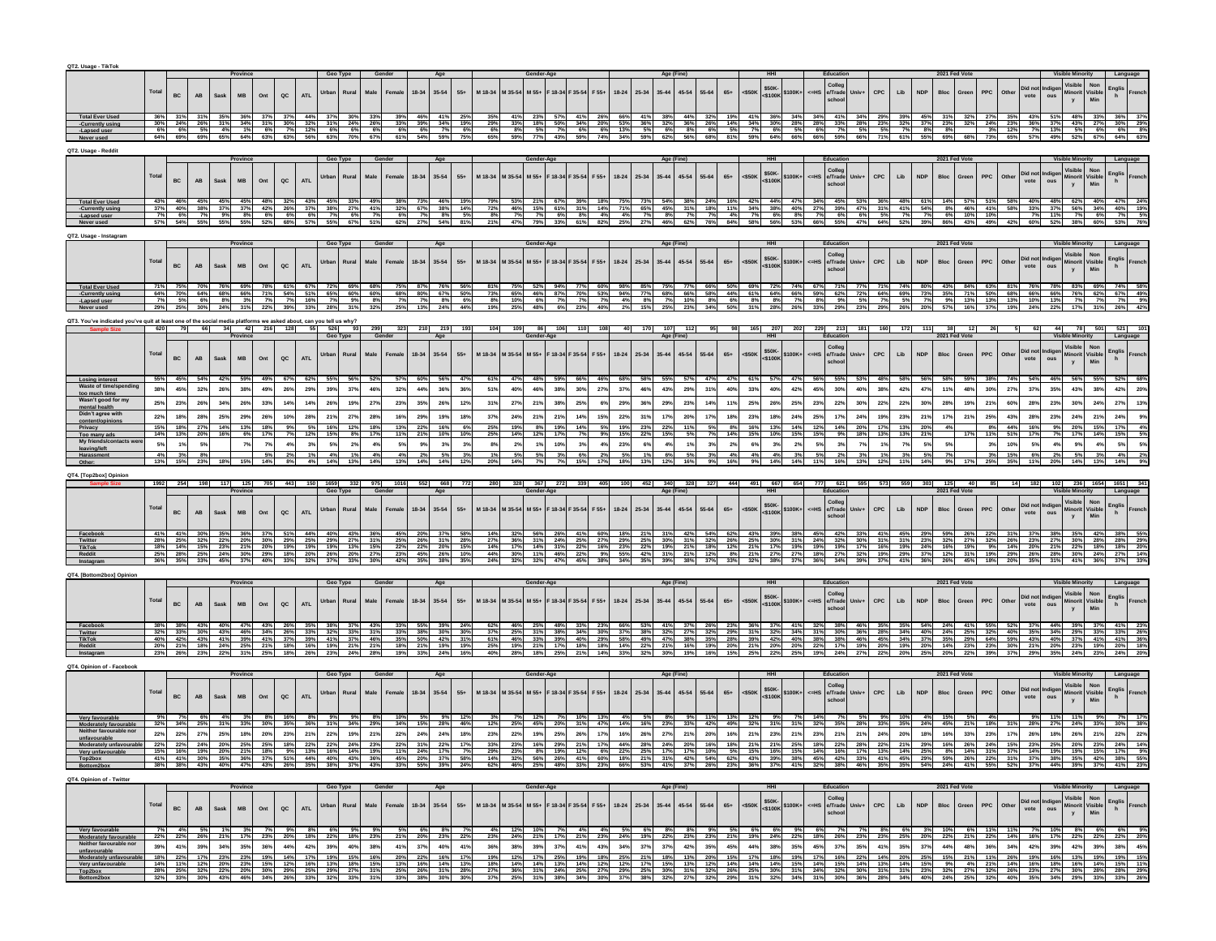## QT2. Usage - TikTok

| | Total | Province | | | | | | | Geo Type | | Gender | | Age | | | Gender-Age | | | | | | Age (Fine) | | | | | | HHI | | | Education | | | 2021 Fed Vote | | | | | | | | Visible Minority | | | Language | |
|---|---|---|---|---|---|---|---|---|---|---|---|---|---|---|---|---|---|---|---|---|---|---|---|---|---|---|---|---|---|---|---|---|---|---|---|---|---|---|---|---|---|---|---|---|---|---|
| | | BC | AB | Sask | MB | Ont | QC | ATL | Urban | Rural | Male | Female | 18-34 | 35-54 | 55+ | M 18-34 | M 35-54 | M 55+ | F 18-34 | F 35-54 | F 55+ | 18-24 | 25-34 | 35-44 | 45-54 | 55-64 | 65+ | <$50K | $50K-<$100K | $100K+ | <=HS | College/Trade school | Univ+ | CPC | Lib | NDP | Bloc | Green | PPC | Other | Did not vote | Indigenous | Visible Minority | Non Visible Min | English | French |
| Total Ever Used | 36% | 31% | 31% | 35% | 36% | 37% | 37% | 44% | 37% | 30% | 33% | 39% | 46% | 41% | 25% | 35% | 41% | 23% | 57% | 41% | 26% | 66% | 41% | 38% | 44% | 32% | 19% | 41% | 36% | 34% | 36% | 38% | 28% | 29% | 39% | 45% | 31% | 32% | 27% | 35% | 43% | 51% | 48% | 33% | 36% | 37% |
| -Currently using | 30% | 24% | 26% | 31% | 34% | 31% | 30% | 32% | 31% | 24% | 26% | 33% | 39% | 34% | 19% | 29% | 33% | 18% | 50% | 34% | 20% | 53% | 36% | 32% | 36% | 26% | 14% | 34% | 30% | 28% | 28% | 33% | 28% | 23% | 32% | 37% | 23% | 32% | 24% | 23% | 36% | 37% | 43% | 27% | 30% | 29% |
| -Lapsed user | 6% | 6% | 5% | 4% | 1% | 6% | 7% | 12% | 6% | 6% | 6% | 6% | 7% | 7% | 6% | 6% | 8% | 5% | 7% | 6% | 6% | 13% | 5% | 6% | 8% | 6% | 5% | 7% | 6% | 5% | 6% | 7% | 5% | 5% | 7% | 8% | 8% | | 3% | 12% | 7% | 13% | 5% | 6% | 6% | 8% |
| Never used | 64% | 69% | 69% | 65% | 64% | 63% | 63% | 56% | 63% | 70% | 67% | 61% | 54% | 59% | 75% | 65% | 59% | 77% | 43% | 59% | 74% | 34% | 59% | 62% | 56% | 68% | 81% | 59% | 64% | 66% | 66% | 59% | 66% | 71% | 61% | 55% | 69% | 68% | 73% | 65% | 57% | 49% | 52% | 67% | 64% | 63% |

## QT2. Usage - Reddit

| | Total | Province | | | | | | | Geo Type | | Gender | | Age | | | Gender-Age | | | | | | Age (Fine) | | | | | | HHI | | | Education | | | 2021 Fed Vote | | | | | | | | Visible Minority | | | Language | |
|---|---|---|---|---|---|---|---|---|---|---|---|---|---|---|---|---|---|---|---|---|---|---|---|---|---|---|---|---|---|---|---|---|---|---|---|---|---|---|---|---|---|---|---|---|---|---|
| | | BC | AB | Sask | MB | Ont | QC | ATL | Urban | Rural | Male | Female | 18-34 | 35-54 | 55+ | M 18-34 | M 35-54 | M 55+ | F 18-34 | F 35-54 | F 55+ | 18-24 | 25-34 | 35-44 | 45-54 | 55-64 | 65+ | <$50K | $50K-<$100K | $100K+ | <=HS | College/Trade school | Univ+ | CPC | Lib | NDP | Bloc | Green | PPC | Other | Did not vote | Indigenous | Visible Minority | Non Visible Min | English | French |
| Total Ever Used | 43% | 46% | 45% | 45% | 45% | 48% | 32% | 43% | 45% | 33% | 49% | 38% | 73% | 46% | 19% | 79% | 53% | 21% | 67% | 39% | 18% | 75% | 73% | 54% | 38% | 24% | 16% | 42% | 44% | 47% | 34% | 45% | 53% | 36% | 48% | 61% | 14% | 57% | 51% | 58% | 40% | 48% | 62% | 40% | 47% | 24% |
| -Currently using | 37% | 40% | 38% | 37% | 37% | 42% | 26% | 37% | 38% | 27% | 41% | 32% | 67% | 38% | 14% | 72% | 46% | 15% | 61% | 31% | 14% | 71% | 65% | 45% | 31% | 18% | 11% | 34% | 38% | 40% | 27% | 39% | 47% | 31% | 41% | 54% | 8% | 46% | 41% | 58% | 33% | 37% | 56% | 34% | 40% | 19% |
| -Lapsed user | 7% | 6% | 7% | 9% | 8% | 6% | 6% | 6% | 7% | 6% | 7% | 6% | 7% | 8% | 5% | 8% | 7% | 7% | 6% | 8% | 4% | 4% | 7% | 8% | 7% | 7% | 4% | 7% | 6% | 8% | 7% | 6% | 6% | 5% | 7% | 7% | 6% | 10% | 10% | | 7% | 11% | 7% | 6% | 7% | 5% |
| Never used | 57% | 54% | 55% | 55% | 55% | 52% | 68% | 57% | 55% | 67% | 51% | 62% | 27% | 54% | 81% | 21% | 47% | 79% | 33% | 61% | 82% | 25% | 27% | 46% | 62% | 76% | 84% | 58% | 56% | 53% | 66% | 55% | 47% | 64% | 52% | 39% | 86% | 43% | 49% | 42% | 60% | 52% | 38% | 60% | 53% | 76% |

## QT2. Usage - Instagram

| | Total | Province | | | | | | | Geo Type | | Gender | | Age | | | Gender-Age | | | | | | Age (Fine) | | | | | | HHI | | | Education | | | 2021 Fed Vote | | | | | | | | Visible Minority | | | Language | |
|---|---|---|---|---|---|---|---|---|---|---|---|---|---|---|---|---|---|---|---|---|---|---|---|---|---|---|---|---|---|---|---|---|---|---|---|---|---|---|---|---|---|---|---|---|---|---|
| | | BC | AB | Sask | MB | Ont | QC | ATL | Urban | Rural | Male | Female | 18-34 | 35-54 | 55+ | M 18-34 | M 35-54 | M 55+ | F 18-34 | F 35-54 | F 55+ | 18-24 | 25-34 | 35-44 | 45-54 | 55-64 | 65+ | <$50K | $50K-<$100K | $100K+ | <=HS | College/Trade school | Univ+ | CPC | Lib | NDP | Bloc | Green | PPC | Other | Did not vote | Indigenous | Visible Minority | Non Visible Min | English | French |
| Total Ever Used | 71% | 75% | 70% | 76% | 69% | 78% | 61% | 67% | 72% | 69% | 68% | 75% | 87% | 76% | 56% | 81% | 75% | 52% | 94% | 77% | 60% | 98% | 85% | 75% | 77% | 66% | 50% | 69% | 72% | 74% | 67% | 71% | 77% | 71% | 74% | 80% | 43% | 84% | 63% | 81% | 76% | 78% | 83% | 69% | 74% | 58% |
| -Currently using | 64% | 70% | 64% | 68% | 66% | 71% | 54% | 51% | 65% | 60% | 60% | 68% | 80% | 67% | 50% | 73% | 65% | 46% | 87% | 70% | 53% | 94% | 77% | 68% | 66% | 58% | 44% | 61% | 64% | 66% | 59% | 62% | 72% | 64% | 69% | 73% | 35% | 71% | 50% | 68% | 66% | 66% | 76% | 62% | 67% | 49% |
| -Lapsed user | 7% | 5% | 6% | 8% | 3% | 7% | 7% | 16% | 7% | 9% | 8% | 7% | 7% | 8% | 6% | 8% | 10% | 6% | 7% | 7% | 7% | 4% | 8% | 7% | 10% | 8% | 6% | 8% | 8% | 7% | 8% | 9% | 5% | 7% | 5% | 7% | 9% | 13% | 13% | 13% | 10% | 13% | 7% | 7% | 7% | 9% |
| Never used | 29% | 25% | 30% | 24% | 31% | 22% | 39% | 33% | 28% | 31% | 32% | 25% | 13% | 24% | 44% | 19% | 25% | 48% | 6% | 23% | 40% | 2% | 15% | 25% | 23% | 34% | 50% | 31% | 28% | 26% | 33% | 29% | 23% | 29% | 26% | 20% | 57% | 16% | 37% | 19% | 24% | 22% | 17% | 31% | 26% | 42% |

## QT3. You've indicated you've quit at least one of the social media platforms we asked about, can you tell us why?

| | Total | Province | | | | | | | Geo Type | | Gender | | Age | | | Gender-Age | | | | | | Age (Fine) | | | | | | HHI | | | Education | | | 2021 Fed Vote | | | | | | | | Visible Minority | | | Language | |
|---|---|---|---|---|---|---|---|---|---|---|---|---|---|---|---|---|---|---|---|---|---|---|---|---|---|---|---|---|---|---|---|---|---|---|---|---|---|---|---|---|---|---|---|---|---|---|
| Sample Size | 620 | 79 | 66 | 34 | 42 | 216 | 128 | 55 | 526 | 93 | 299 | 323 | 210 | 219 | 193 | 104 | 109 | 86 | 106 | 110 | 108 | 40 | 170 | 107 | 112 | 95 | 98 | 165 | 207 | 202 | 229 | 213 | 181 | 160 | 172 | 111 | 38 | 12 | 26 | 5 | 62 | 44 | 78 | 501 | 521 | 101 |
| | | BC | AB | Sask | MB | Ont | QC | ATL | Urban | Rural | Male | Female | 18-34 | 35-54 | 55+ | M 18-34 | M 35-54 | M 55+ | F 18-34 | F 35-54 | F 55+ | 18-24 | 25-34 | 35-44 | 45-54 | 55-64 | 65+ | <$50K | $50K-<$100K | $100K+ | <=HS | College/Trade school | Univ+ | CPC | Lib | NDP | Bloc | Green | PPC | Other | Did not vote | Indigenous | Visible Minority | Non Visible Min | English | French |
| Losing interest | 55% | 45% | 54% | 42% | 59% | 49% | 67% | 62% | 55% | 56% | 52% | 57% | 60% | 56% | 47% | 61% | 47% | 48% | 59% | 66% | 46% | 68% | 58% | 55% | 57% | 47% | 47% | 61% | 57% | 47% | 56% | 55% | 53% | 48% | 58% | 56% | 58% | 59% | 38% | 74% | 54% | 46% | 56% | 55% | 52% | 68% |
| Waste of time/spending too much time | 38% | 45% | 32% | 26% | 38% | 49% | 26% | 29% | 39% | 37% | 46% | 32% | 44% | 36% | 36% | 51% | 40% | 46% | 38% | 30% | 27% | 37% | 46% | 43% | 29% | 31% | 40% | 33% | 40% | 42% | 45% | 30% | 40% | 38% | 42% | 47% | 11% | 48% | 30% | 27% | 37% | 35% | 43% | 38% | 42% | 20% |
| Wasn't good for my mental health | 25% | 23% | 26% | 34% | 26% | 33% | 14% | 14% | 26% | 19% | 27% | 23% | 35% | 26% | 12% | 31% | 27% | 21% | 38% | 25% | 4% | 29% | 36% | 29% | 23% | 14% | 11% | 25% | 26% | 25% | 23% | 22% | 30% | 22% | 22% | 30% | 28% | 19% | 21% | 60% | 28% | 23% | 30% | 24% | 27% | 13% |
| Didn't agree with content/opinions | 22% | 18% | 28% | 25% | 29% | 26% | 10% | 28% | 21% | 27% | 28% | 16% | 29% | 19% | 18% | 37% | 24% | 21% | 21% | 14% | 15% | 22% | 31% | 17% | 20% | 17% | 18% | 23% | 18% | 24% | 25% | 17% | 24% | 19% | 23% | 21% | 17% | 21% | 25% | 43% | 28% | 23% | 24% | 21% | 24% | 9% |
| Privacy | 15% | 18% | 27% | 14% | 13% | 18% | 9% | 5% | 16% | 12% | 18% | 13% | 22% | 16% | 6% | 25% | 19% | 8% | 19% | 14% | 5% | 19% | 23% | 22% | 11% | 5% | 8% | 16% | 13% | 14% | 12% | 14% | 20% | 17% | 13% | 20% | 4% | | 8% | 44% | 16% | 9% | 20% | 15% | 17% | 4% |
| Too many ads | 14% | 13% | 20% | 16% | 6% | 17% | 7% | 12% | 15% | 8% | 17% | 11% | 21% | 10% | 10% | 25% | 14% | 12% | 17% | 7% | 9% | 15% | 22% | 15% | 5% | 7% | 14% | 15% | 10% | 15% | 15% | 9% | 18% | 13% | 13% | 21% | | 17% | 11% | 51% | 17% | 7% | 17% | 14% | 15% | 5% |
| My friends/contacts were leaving/left | 5% | 1% | 5% | | 7% | 7% | 4% | 3% | 5% | 2% | 4% | 5% | 9% | 3% | 3% | 8% | 2% | 1% | 10% | 3% | 4% | 23% | 6% | 4% | 1% | 3% | 2% | 6% | 3% | 2% | 5% | 3% | 7% | 1% | 7% | 5% | 5% | | 3% | 10% | 5% | 4% | 9% | 4% | 5% | 5% |
| Harassment | 4% | 3% | 8% | | | 5% | 2% | 1% | 4% | 1% | 4% | 4% | 2% | 5% | 3% | 1% | 5% | 5% | 3% | 6% | 2% | 5% | 1% | 6% | 5% | 3% | 4% | 4% | 4% | 3% | 5% | 2% | 3% | 1% | 3% | 5% | 7% | | 3% | 15% | 6% | 2% | 5% | 3% | 4% | 2% |
| Other: | 13% | 15% | 23% | 18% | 15% | 14% | 8% | 4% | 14% | 13% | 13% | 14% | 13% | 14% | 12% | 20% | 14% | 7% | 7% | 15% | 17% | 18% | 13% | 12% | 16% | 9% | 16% | 9% | 14% | 14% | 11% | 16% | 13% | 12% | 11% | 14% | 9% | 17% | 25% | 35% | 11% | 20% | 14% | 13% | 14% | 9% |

## QT4. [Top2box] Opinion

| | Total | Province | | | | | | | Geo Type | | Gender | | Age | | | Gender-Age | | | | | | Age (Fine) | | | | | | HHI | | | Education | | | 2021 Fed Vote | | | | | | | | Visible Minority | | | Language | |
|---|---|---|---|---|---|---|---|---|---|---|---|---|---|---|---|---|---|---|---|---|---|---|---|---|---|---|---|---|---|---|---|---|---|---|---|---|---|---|---|---|---|---|---|---|---|---|
| Sample Size | 1992 | 254 | 198 | 117 | 125 | 705 | 443 | 150 | 1659 | 332 | 975 | 1016 | 552 | 668 | 772 | 280 | 328 | 367 | 272 | 339 | 405 | 100 | 452 | 340 | 328 | 327 | 444 | 491 | 667 | 654 | 777 | 621 | 595 | 573 | 559 | 303 | 125 | 40 | 85 | 14 | 182 | 102 | 236 | 1654 | 1651 | 341 |
| | | BC | AB | Sask | MB | Ont | QC | ATL | Urban | Rural | Male | Female | 18-34 | 35-54 | 55+ | M 18-34 | M 35-54 | M 55+ | F 18-34 | F 35-54 | F 55+ | 18-24 | 25-34 | 35-44 | 45-54 | 55-64 | 65+ | <$50K | $50K-<$100K | $100K+ | <=HS | College/Trade school | Univ+ | CPC | Lib | NDP | Bloc | Green | PPC | Other | Did not vote | Indigenous | Visible Minority | Non Visible Min | English | French |
| Facebook | 41% | 41% | 30% | 35% | 36% | 37% | 51% | 44% | 40% | 43% | 36% | 45% | 20% | 37% | 58% | 14% | 32% | 56% | 26% | 41% | 60% | 18% | 21% | 31% | 42% | 54% | 62% | 43% | 39% | 38% | 45% | 42% | 33% | 41% | 45% | 29% | 59% | 26% | 22% | 31% | 37% | 38% | 35% | 42% | 38% | 55% |
| Twitter | 28% | 25% | 32% | 22% | 20% | 30% | 29% | 25% | 29% | 27% | 31% | 25% | 26% | 31% | 28% | 27% | 36% | 31% | 24% | 25% | 27% | 29% | 25% | 30% | 31% | 32% | 26% | 25% | 30% | 31% | 24% | 32% | 30% | 31% | 31% | 23% | 32% | 27% | 32% | 26% | 23% | 27% | 30% | 28% | 28% | 29% |
| TikTok | 18% | 14% | 15% | 23% | 21% | 20% | 19% | 19% | 19% | 13% | 15% | 22% | 22% | 20% | 15% | 14% | 17% | 14% | 31% | 22% | 16% | 23% | 22% | 19% | 21% | 18% | 12% | 21% | 17% | 19% | 19% | 19% | 17% | 16% | 19% | 24% | 16% | 19% | 9% | 14% | 20% | 21% | 22% | 18% | 18% | 20% |
| Reddit | 25% | 28% | 25% | 24% | 30% | 29% | 18% | 20% | 26% | 20% | 27% | 23% | 45% | 26% | 10% | 44% | 30% | 11% | 46% | 22% | 9% | 55% | 42% | 31% | 21% | 12% | 8% | 21% | 27% | 27% | 18% | 27% | 32% | 19% | 29% | 37% | 12% | 31% | 19% | 29% | 26% | 28% | 30% | 24% | 27% | 14% |
| Instagram | 36% | 35% | 33% | 45% | 37% | 40% | 33% | 32% | 37% | 33% | 30% | 42% | 35% | 38% | 35% | 24% | 32% | 32% | 47% | 45% | 38% | 34% | 35% | 39% | 38% | 37% | 33% | 32% | 38% | 37% | 36% | 34% | 39% | 37% | 41% | 36% | 26% | 45% | 18% | 20% | 35% | 31% | 41% | 36% | 37% | 33% |

## QT4. [Bottom2box] Opinion

| | Total | Province | | | | | | | Geo Type | | Gender | | Age | | | Gender-Age | | | | | | Age (Fine) | | | | | | HHI | | | Education | | | 2021 Fed Vote | | | | | | | | Visible Minority | | | Language | |
|---|---|---|---|---|---|---|---|---|---|---|---|---|---|---|---|---|---|---|---|---|---|---|---|---|---|---|---|---|---|---|---|---|---|---|---|---|---|---|---|---|---|---|---|---|---|---|
| | | BC | AB | Sask | MB | Ont | QC | ATL | Urban | Rural | Male | Female | 18-34 | 35-54 | 55+ | M 18-34 | M 35-54 | M 55+ | F 18-34 | F 35-54 | F 55+ | 18-24 | 25-34 | 35-44 | 45-54 | 55-64 | 65+ | <$50K | $50K-<$100K | $100K+ | <=HS | College/Trade school | Univ+ | CPC | Lib | NDP | Bloc | Green | PPC | Other | Did not vote | Indigenous | Visible Minority | Non Visible Min | English | French |
| Facebook | 38% | 38% | 43% | 40% | 47% | 43% | 26% | 35% | 38% | 37% | 43% | 33% | 55% | 39% | 24% | 62% | 46% | 25% | 48% | 33% | 23% | 66% | 53% | 41% | 37% | 26% | 23% | 36% | 37% | 41% | 32% | 38% | 46% | 35% | 35% | 54% | 24% | 41% | 55% | 52% | 37% | 44% | 39% | 37% | 41% | 23% |
| Twitter | 32% | 33% | 30% | 43% | 46% | 34% | 26% | 33% | 32% | 33% | 31% | 33% | 38% | 30% | 30% | 37% | 25% | 31% | 38% | 34% | 30% | 37% | 38% | 32% | 27% | 32% | 29% | 31% | 32% | 34% | 31% | 30% | 36% | 28% | 34% | 40% | 24% | 25% | 32% | 40% | 35% | 34% | 29% | 33% | 33% | 26% |
| TikTok | 40% | 42% | 43% | 41% | 39% | 41% | 37% | 39% | 41% | 37% | 46% | 35% | 50% | 42% | 31% | 61% | 46% | 33% | 39% | 40% | 29% | 58% | 49% | 47% | 38% | 35% | 28% | 39% | 42% | 40% | 38% | 38% | 46% | 45% | 34% | 37% | 35% | 29% | 64% | 59% | 43% | 40% | 37% | 41% | 41% | 36% |
| Reddit | 20% | 21% | 18% | 24% | 25% | 21% | 18% | 20% | 19% | 21% | 21% | 18% | 21% | 19% | 19% | 25% | 19% | 21% | 17% | 18% | 18% | 14% | 22% | 21% | 16% | 19% | 20% | 21% | 20% | 20% | 22% | 17% | 19% | 20% | 19% | 20% | 14% | 23% | 23% | 30% | 21% | 20% | 23% | 19% | 20% | 18% |
| Instagram | 23% | 26% | 23% | 22% | 31% | 25% | 18% | 26% | 23% | 24% | 28% | 19% | 33% | 24% | 16% | 40% | 28% | 18% | 25% | 21% | 14% | 33% | 32% | 30% | 19% | 16% | 15% | 25% | 22% | 25% | 19% | 24% | 27% | 22% | 20% | 25% | 20% | 22% | 39% | 37% | 29% | 35% | 24% | 23% | 24% | 20% |

## QT4. Opinion of - Facebook

| | Total | Province | | | | | | | Geo Type | | Gender | | Age | | | Gender-Age | | | | | | Age (Fine) | | | | | | HHI | | | Education | | | 2021 Fed Vote | | | | | | | | Visible Minority | | | Language | |
|---|---|---|---|---|---|---|---|---|---|---|---|---|---|---|---|---|---|---|---|---|---|---|---|---|---|---|---|---|---|---|---|---|---|---|---|---|---|---|---|---|---|---|---|---|---|---|
| | | BC | AB | Sask | MB | Ont | QC | ATL | Urban | Rural | Male | Female | 18-34 | 35-54 | 55+ | M 18-34 | M 35-54 | M 55+ | F 18-34 | F 35-54 | F 55+ | 18-24 | 25-34 | 35-44 | 45-54 | 55-64 | 65+ | <$50K | $50K-<$100K | $100K+ | <=HS | College/Trade school | Univ+ | CPC | Lib | NDP | Bloc | Green | PPC | Other | Did not vote | Indigenous | Visible Minority | Non Visible Min | English | French |
| Very favourable | 9% | 7% | 6% | 4% | 3% | 8% | 16% | 8% | 9% | 9% | 8% | 10% | 5% | 9% | 12% | 3% | 7% | 12% | 7% | 10% | 13% | 4% | 5% | 8% | 9% | 11% | 13% | 12% | 9% | 7% | 14% | 7% | 5% | 9% | 10% | 4% | 15% | 5% | 4% | | 9% | 11% | 11% | 9% | 7% | 17% |
| Moderately favourable | 32% | 34% | 25% | 31% | 33% | 30% | 35% | 36% | 31% | 34% | 29% | 34% | 15% | 28% | 46% | 12% | 25% | 45% | 20% | 31% | 47% | 14% | 16% | 23% | 33% | 42% | 49% | 32% | 31% | 31% | 32% | 35% | 28% | 33% | 35% | 24% | 45% | 21% | 18% | 31% | 28% | 27% | 24% | 33% | 30% | 38% |
| Neither favourable nor unfavourable | 22% | 22% | 27% | 25% | 18% | 20% | 23% | 21% | 22% | 19% | 21% | 22% | 24% | 24% | 18% | 23% | 22% | 19% | 25% | 26% | 17% | 16% | 26% | 27% | 21% | 20% | 16% | 21% | 23% | 21% | 23% | 21% | 21% | 24% | 20% | 18% | 16% | 33% | 23% | 17% | 26% | 18% | 26% | 21% | 22% | 22% |
| Moderately unfavourable | 22% | 22% | 24% | 20% | 25% | 25% | 18% | 22% | 22% | 24% | 23% | 22% | 31% | 22% | 17% | 33% | 23% | 16% | 29% | 21% | 17% | 44% | 28% | 24% | 20% | 16% | 18% | 21% | 21% | 25% | 18% | 22% | 28% | 22% | 21% | 29% | 16% | 26% | 24% | 15% | 23% | 25% | 20% | 23% | 24% | 14% |
| Very unfavourable | 15% | 16% | 19% | 20% | 21% | 18% | 9% | 13% | 16% | 14% | 19% | 11% | 24% | 17% | 7% | 29% | 23% | 8% | 19% | 12% | 6% | 22% | 25% | 17% | 17% | 10% | 5% | 15% | 16% | 15% | 14% | 16% | 17% | 13% | 14% | 25% | 8% | 14% | 31% | 37% | 14% | 19% | 19% | 15% | 17% | 9% |
| Top2box | 41% | 41% | 30% | 35% | 36% | 37% | 51% | 44% | 40% | 43% | 36% | 45% | 20% | 37% | 58% | 14% | 32% | 56% | 26% | 41% | 60% | 18% | 21% | 31% | 42% | 54% | 62% | 43% | 39% | 38% | 45% | 42% | 33% | 41% | 45% | 29% | 59% | 26% | 22% | 31% | 37% | 38% | 35% | 42% | 38% | 55% |
| Bottom2box | 38% | 38% | 43% | 40% | 47% | 43% | 26% | 35% | 38% | 37% | 43% | 33% | 55% | 39% | 24% | 62% | 46% | 25% | 48% | 33% | 23% | 66% | 53% | 41% | 37% | 26% | 23% | 36% | 37% | 41% | 32% | 38% | 46% | 35% | 35% | 54% | 24% | 41% | 55% | 52% | 37% | 44% | 39% | 37% | 41% | 23% |

## QT4. Opinion of - Twitter

| | Total | Province | | | | | | | Geo Type | | Gender | | Age | | | Gender-Age | | | | | | Age (Fine) | | | | | | HHI | | | Education | | | 2021 Fed Vote | | | | | | | | Visible Minority | | | Language | |
|---|---|---|---|---|---|---|---|---|---|---|---|---|---|---|---|---|---|---|---|---|---|---|---|---|---|---|---|---|---|---|---|---|---|---|---|---|---|---|---|---|---|---|---|---|---|---|
| | | BC | AB | Sask | MB | Ont | QC | ATL | Urban | Rural | Male | Female | 18-34 | 35-54 | 55+ | M 18-34 | M 35-54 | M 55+ | F 18-34 | F 35-54 | F 55+ | 18-24 | 25-34 | 35-44 | 45-54 | 55-64 | 65+ | <$50K | $50K-<$100K | $100K+ | <=HS | College/Trade school | Univ+ | CPC | Lib | NDP | Bloc | Green | PPC | Other | Did not vote | Indigenous | Visible Minority | Non Visible Min | English | French |
| Very favourable | 7% | 4% | 5% | 1% | 3% | 7% | 9% | 8% | 6% | 9% | 9% | 5% | 6% | 8% | 7% | 4% | 12% | 10% | 7% | 4% | 4% | 5% | 6% | 8% | 8% | 9% | 5% | 6% | 6% | 9% | 6% | 7% | 7% | 8% | 6% | 3% | 10% | 6% | 11% | 11% | 7% | 10% | 8% | 6% | 6% | 9% |
| Moderately favourable | 22% | 20% | 27% | 21% | 17% | 23% | 20% | 18% | 22% | 18% | 23% | 21% | 20% | 23% | 22% | 23% | 24% | 21% | 17% | 21% | 23% | 24% | 19% | 22% | 23% | 23% | 21% | 19% | 24% | 22% | 18% | 26% | 23% | 23% | 25% | 20% | 22% | 21% | 21% | 14% | 16% | 17% | 22% | 22% | 22% | 20% |
| Neither favourable nor unfavourable | 39% | 41% | 39% | 34% | 35% | 36% | 44% | 42% | 39% | 40% | 38% | 41% | 37% | 40% | 41% | 36% | 38% | 39% | 37% | 41% | 43% | 34% | 37% | 37% | 42% | 35% | 45% | 44% | 38% | 35% | 45% | 37% | 35% | 41% | 35% | 37% | 44% | 48% | 36% | 34% | 42% | 39% | 42% | 39% | 38% | 45% |
| Moderately unfavourable | 18% | 22% | 17% | 23% | 23% | 19% | 14% | 17% | 19% | 15% | 16% | 20% | 22% | 16% | 17% | 19% | 12% | 17% | 25% | 19% | 18% | 25% | 21% | 18% | 13% | 20% | 15% | 17% | 18% | 19% | 17% | 16% | 22% | 14% | 20% | 25% | 15% | 21% | 11% | 26% | 19% | 16% | 13% | 19% | 19% | 15% |
| Very unfavourable | 14% | 11% | 12% | 20% | 23% | 15% | 12% | 16% | 13% | 18% | 15% | 13% | 16% | 14% | 13% | 18% | 14% | 14% | 13% | 14% | 12% | 12% | 17% | 15% | 13% | 12% | 14% | 14% | 14% | 15% | 14% | 15% | 14% | 13% | 14% | 15% | 9% | 4% | 21% | 14% | 16% | 18% | 16% | 14% | 15% | 11% |
| Top2box | 28% | 25% | 32% | 22% | 20% | 30% | 29% | 25% | 29% | 27% | 31% | 25% | 26% | 31% | 28% | 27% | 36% | 31% | 24% | 25% | 27% | 29% | 25% | 30% | 31% | 32% | 26% | 25% | 30% | 31% | 24% | 32% | 30% | 31% | 31% | 23% | 32% | 27% | 32% | 26% | 23% | 27% | 30% | 28% | 28% | 29% |
| Bottom2box | 32% | 33% | 30% | 43% | 46% | 34% | 26% | 33% | 32% | 33% | 31% | 33% | 38% | 30% | 30% | 37% | 25% | 31% | 38% | 34% | 30% | 37% | 38% | 32% | 27% | 32% | 29% | 31% | 32% | 34% | 31% | 30% | 36% | 28% | 34% | 40% | 24% | 25% | 32% | 40% | 35% | 34% | 29% | 33% | 33% | 26% |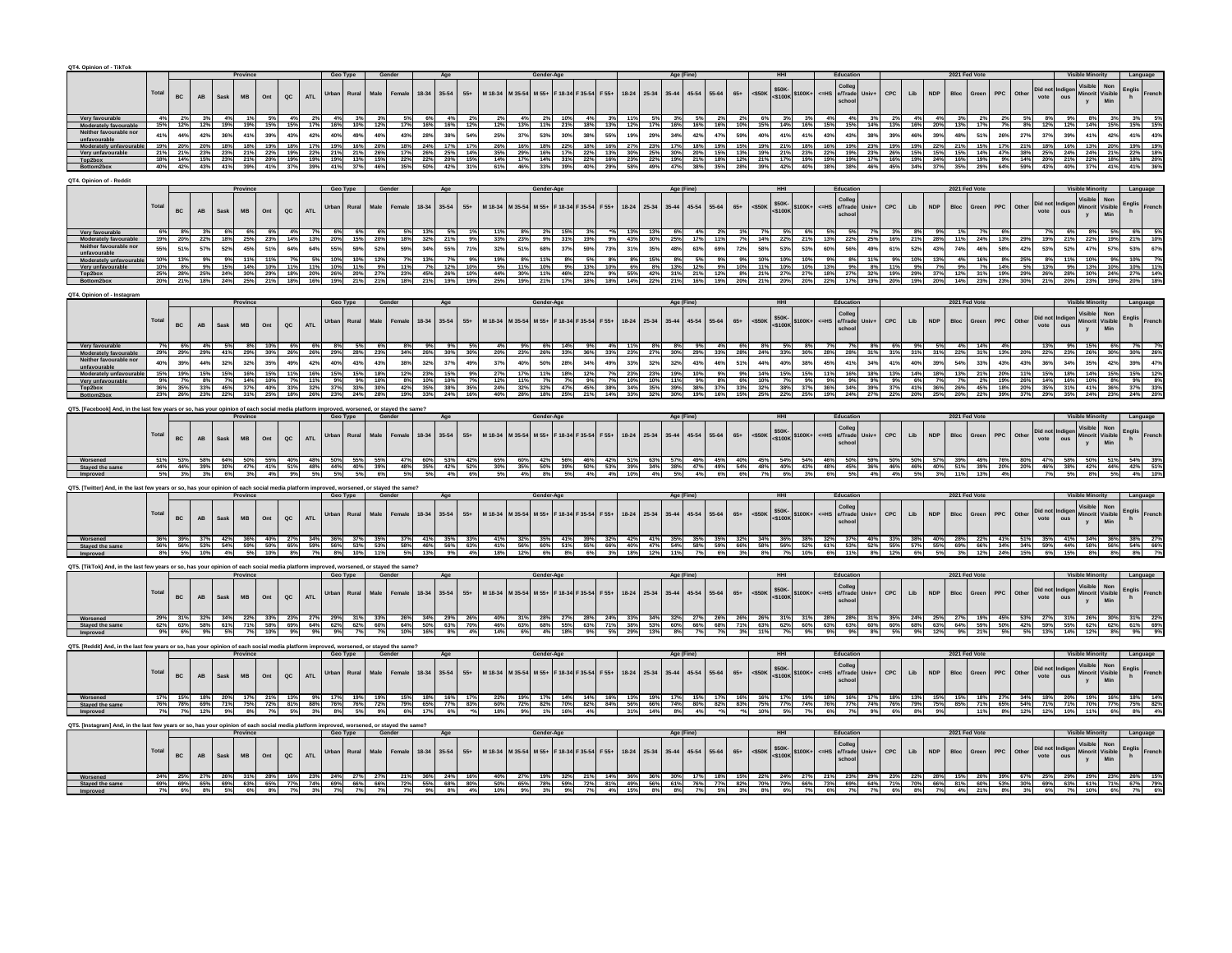## QT4. Opinion of - TikTok

| | Total | Province | | | | | | | Geo Type | | Gender | | Age | | | Gender-Age | | | | | | Age (Fine) | | | | | | HHI | | | Education | | | 2021 Fed Vote | | | | | | | | Visible Minority | | | Language | |
|---|---|---|---|---|---|---|---|---|---|---|---|---|---|---|---|---|---|---|---|---|---|---|---|---|---|---|---|---|---|---|---|---|---|---|---|---|---|---|---|---|---|---|---|---|---|---|
| | | BC | AB | Sask | MB | Ont | QC | ATL | Urban | Rural | Male | Female | 18-34 | 35-54 | 55+ | M 18-34 | M 35-54 | M 55+ | F 18-34 | F 35-54 | F 55+ | 18-24 | 25-34 | 35-44 | 45-54 | 55-64 | 65+ | <$50K | $50K-<$100K | $100K+ | <=HS | College/Trade school | Univ+ | CPC | Lib | NDP | Bloc | Green | PPC | Other | Did not vote | Indigenous | Visible Minority | Non Visible Min | English | French |
| Very favourable | 4% | 2% | 3% | 4% | 1% | 5% | 4% | 2% | 4% | 3% | 3% | 5% | 6% | 4% | 2% | 2% | 4% | 2% | 10% | 4% | 3% | 11% | 5% | 3% | 5% | 2% | 2% | 6% | 3% | 3% | 4% | 4% | 3% | 2% | 4% | 4% | 3% | 2% | 2% | 5% | 8% | 9% | 8% | 3% | 3% | 5% |
| Moderately favourable | 15% | 12% | 12% | 19% | 19% | 15% | 15% | 17% | 16% | 10% | 12% | 17% | 16% | 16% | 12% | 12% | 13% | 11% | 21% | 18% | 13% | 12% | 17% | 16% | 16% | 16% | 10% | 15% | 14% | 16% | 15% | 15% | 14% | 13% | 16% | 20% | 13% | 17% | 7% | 8% | 12% | 12% | 14% | 15% | 15% | 15% |
| Neither favourable nor unfavourable | 41% | 44% | 42% | 36% | 41% | 39% | 43% | 42% | 40% | 49% | 40% | 43% | 28% | 38% | 54% | 25% | 37% | 53% | 30% | 38% | 55% | 19% | 29% | 34% | 42% | 47% | 59% | 40% | 41% | 41% | 43% | 43% | 38% | 39% | 46% | 39% | 48% | 51% | 26% | 27% | 37% | 39% | 41% | 42% | 41% | 43% |
| Moderately unfavourable | 19% | 20% | 20% | 18% | 18% | 19% | 18% | 17% | 19% | 16% | 20% | 18% | 24% | 17% | 17% | 26% | 16% | 18% | 22% | 18% | 16% | 27% | 23% | 17% | 18% | 19% | 15% | 19% | 21% | 18% | 16% | 19% | 23% | 19% | 19% | 22% | 21% | 15% | 17% | 21% | 18% | 16% | 13% | 20% | 19% | 19% |
| Very unfavourable | 21% | 21% | 23% | 23% | 21% | 22% | 19% | 22% | 21% | 21% | 26% | 17% | 26% | 25% | 14% | 35% | 29% | 16% | 17% | 22% | 13% | 30% | 25% | 30% | 20% | 15% | 13% | 19% | 21% | 23% | 22% | 19% | 23% | 26% | 15% | 15% | 15% | 14% | 47% | 38% | 25% | 24% | 24% | 21% | 22% | 18% |
| Top2box | 18% | 14% | 15% | 23% | 21% | 20% | 19% | 19% | 19% | 13% | 15% | 22% | 22% | 20% | 15% | 14% | 17% | 14% | 31% | 22% | 16% | 23% | 22% | 19% | 21% | 18% | 12% | 21% | 17% | 19% | 19% | 19% | 17% | 16% | 19% | 24% | 16% | 19% | 9% | 14% | 20% | 21% | 22% | 18% | 18% | 20% |
| Bottom2box | 40% | 42% | 43% | 41% | 39% | 41% | 37% | 39% | 41% | 37% | 46% | 35% | 50% | 42% | 31% | 61% | 46% | 33% | 39% | 40% | 29% | 58% | 49% | 47% | 38% | 35% | 28% | 39% | 42% | 40% | 38% | 38% | 46% | 45% | 34% | 37% | 35% | 29% | 64% | 59% | 43% | 40% | 37% | 41% | 41% | 36% |

## QT4. Opinion of - Reddit

| | Total | Province | | | | | | | Geo Type | | Gender | | Age | | | Gender-Age | | | | | | Age (Fine) | | | | | | HHI | | | Education | | | 2021 Fed Vote | | | | | | | | Visible Minority | | | Language | |
|---|---|---|---|---|---|---|---|---|---|---|---|---|---|---|---|---|---|---|---|---|---|---|---|---|---|---|---|---|---|---|---|---|---|---|---|---|---|---|---|---|---|---|---|---|---|---|
| | | BC | AB | Sask | MB | Ont | QC | ATL | Urban | Rural | Male | Female | 18-34 | 35-54 | 55+ | M 18-34 | M 35-54 | M 55+ | F 18-34 | F 35-54 | F 55+ | 18-24 | 25-34 | 35-44 | 45-54 | 55-64 | 65+ | <$50K | $50K-<$100K | $100K+ | <=HS | College/Trade school | Univ+ | CPC | Lib | NDP | Bloc | Green | PPC | Other | Did not vote | Indigenous | Visible Minority | Non Visible Min | English | French |
| Very favourable | 6% | 8% | 3% | 6% | 6% | 6% | 4% | 7% | 6% | 6% | 6% | 5% | 13% | 5% | 1% | 11% | 8% | 2% | 15% | 3% | *% | 13% | 13% | 6% | 4% | 2% | 1% | 7% | 5% | 6% | 5% | 5% | 7% | 3% | 8% | 9% | 1% | 7% | 6% | | 7% | 6% | 8% | 5% | 6% | 5% |
| Moderately favourable | 19% | 20% | 22% | 18% | 25% | 23% | 14% | 13% | 20% | 15% | 20% | 18% | 32% | 21% | 9% | 33% | 23% | 9% | 31% | 19% | 9% | 43% | 30% | 25% | 17% | 11% | 7% | 14% | 22% | 21% | 13% | 22% | 25% | 16% | 21% | 28% | 11% | 24% | 13% | 29% | 19% | 21% | 22% | 19% | 21% | 10% |
| Neither favourable nor unfavourable | 55% | 51% | 57% | 52% | 45% | 51% | 64% | 64% | 55% | 59% | 52% | 59% | 34% | 55% | 71% | 32% | 51% | 68% | 37% | 59% | 73% | 31% | 35% | 48% | 63% | 69% | 72% | 58% | 53% | 53% | 60% | 56% | 49% | 61% | 52% | 43% | 74% | 46% | 58% | 42% | 53% | 52% | 47% | 57% | 53% | 67% |
| Moderately unfavourable | 10% | 13% | 9% | 9% | 11% | 11% | 7% | 5% | 10% | 10% | 12% | 7% | 13% | 7% | 9% | 19% | 8% | 11% | 8% | 5% | 8% | 8% | 15% | 8% | 5% | 9% | 9% | 10% | 10% | 10% | 9% | 8% | 11% | 9% | 10% | 13% | 4% | 16% | 8% | 25% | 8% | 11% | 10% | 9% | 10% | 7% |
| Very unfavourable | 10% | 8% | 9% | 15% | 14% | 10% | 11% | 11% | 10% | 11% | 9% | 11% | 7% | 12% | 10% | 5% | 11% | 10% | 9% | 13% | 10% | 6% | 8% | 13% | 12% | 9% | 10% | 11% | 10% | 10% | 13% | 9% | 8% | 11% | 9% | 7% | 9% | 7% | 14% | 5% | 13% | 9% | 13% | 10% | 10% | 11% |
| Top2box | 25% | 28% | 25% | 24% | 30% | 29% | 18% | 20% | 26% | 20% | 27% | 23% | 45% | 26% | 10% | 44% | 30% | 11% | 46% | 22% | 9% | 55% | 42% | 31% | 21% | 12% | 8% | 21% | 27% | 27% | 18% | 27% | 32% | 19% | 29% | 37% | 12% | 31% | 19% | 29% | 26% | 28% | 30% | 24% | 27% | 14% |
| Bottom2box | 20% | 21% | 18% | 24% | 25% | 21% | 18% | 16% | 19% | 21% | 21% | 18% | 21% | 19% | 19% | 25% | 19% | 21% | 17% | 18% | 18% | 14% | 22% | 21% | 16% | 19% | 20% | 21% | 20% | 20% | 22% | 17% | 19% | 20% | 19% | 20% | 14% | 23% | 23% | 30% | 21% | 20% | 23% | 19% | 20% | 18% |

## QT4. Opinion of - Instagram

| | Total | Province | | | | | | | Geo Type | | Gender | | Age | | | Gender-Age | | | | | | Age (Fine) | | | | | | HHI | | | Education | | | 2021 Fed Vote | | | | | | | | Visible Minority | | | Language | |
|---|---|---|---|---|---|---|---|---|---|---|---|---|---|---|---|---|---|---|---|---|---|---|---|---|---|---|---|---|---|---|---|---|---|---|---|---|---|---|---|---|---|---|---|---|---|---|
| | | BC | AB | Sask | MB | Ont | QC | ATL | Urban | Rural | Male | Female | 18-34 | 35-54 | 55+ | M 18-34 | M 35-54 | M 55+ | F 18-34 | F 35-54 | F 55+ | 18-24 | 25-34 | 35-44 | 45-54 | 55-64 | 65+ | <$50K | $50K-<$100K | $100K+ | <=HS | College/Trade school | Univ+ | CPC | Lib | NDP | Bloc | Green | PPC | Other | Did not vote | Indigenous | Visible Minority | Non Visible Min | English | French |
| Very favourable | 7% | 6% | 4% | 5% | 8% | 10% | 6% | 6% | 8% | 5% | 6% | 8% | 9% | 9% | 5% | 4% | 9% | 6% | 14% | 9% | 4% | 11% | 8% | 8% | 9% | 4% | 6% | 8% | 5% | 8% | 7% | 7% | 8% | 6% | 9% | 5% | 4% | 14% | 4% | | 13% | 9% | 15% | 6% | 7% | 7% |
| Moderately favourable | 29% | 29% | 41% | 29% | 30% | 26% | 26% | 26% | 29% | 28% | 23% | 34% | 26% | 30% | 30% | 20% | 23% | 26% | 33% | 36% | 33% | 23% | 27% | 30% | 29% | 33% | 28% | 24% | 33% | 30% | 28% | 28% | 31% | 31% | 31% | 31% | 22% | 31% | 13% | 20% | 22% | 23% | 26% | 30% | 30% | 26% |
| Neither favourable nor unfavourable | 40% | 39% | 44% | 32% | 32% | 35% | 49% | 42% | 40% | 43% | 43% | 38% | 32% | 37% | 49% | 37% | 40% | 50% | 28% | 34% | 49% | 33% | 32% | 32% | 43% | 46% | 51% | 44% | 40% | 38% | 45% | 41% | 34% | 41% | 40% | 39% | 54% | 33% | 43% | 43% | 36% | 34% | 35% | 42% | 39% | 47% |
| Moderately unfavourable | 15% | 19% | 15% | 15% | 16% | 15% | 11% | 16% | 15% | 15% | 18% | 12% | 23% | 15% | 9% | 27% | 17% | 11% | 18% | 12% | 7% | 23% | 23% | 19% | 10% | 9% | 9% | 14% | 15% | 15% | 11% | 16% | 18% | 13% | 14% | 18% | 13% | 21% | 20% | 11% | 15% | 18% | 14% | 15% | 15% | 12% |
| Very unfavourable | 9% | 7% | 8% | 7% | 14% | 10% | 7% | 11% | 9% | 9% | 10% | 8% | 10% | 10% | 7% | 12% | 11% | 7% | 7% | 9% | 7% | 10% | 10% | 11% | 9% | 8% | 6% | 10% | 7% | 9% | 9% | 9% | 9% | 9% | 6% | 7% | 7% | 2% | 19% | 26% | 14% | 16% | 10% | 8% | 9% | 8% |
| Top2box | 36% | 35% | 33% | 45% | 37% | 40% | 33% | 32% | 37% | 33% | 30% | 42% | 35% | 38% | 35% | 24% | 32% | 32% | 47% | 45% | 38% | 34% | 35% | 39% | 38% | 37% | 33% | 32% | 38% | 37% | 36% | 34% | 39% | 37% | 41% | 36% | 26% | 45% | 18% | 20% | 35% | 31% | 41% | 36% | 37% | 33% |
| Bottom2box | 23% | 26% | 23% | 22% | 31% | 25% | 18% | 26% | 23% | 24% | 28% | 19% | 33% | 24% | 16% | 40% | 28% | 18% | 25% | 21% | 14% | 33% | 32% | 30% | 19% | 16% | 15% | 25% | 22% | 25% | 19% | 24% | 27% | 22% | 20% | 25% | 20% | 22% | 39% | 37% | 29% | 35% | 24% | 23% | 24% | 20% |

## QT5. [Facebook] And, in the last few years or so, has your opinion of each social media platform improved, worsened, or stayed the same?

| | Total | Province | | | | | | | Geo Type | | Gender | | Age | | | Gender-Age | | | | | | Age (Fine) | | | | | | HHI | | | Education | | | 2021 Fed Vote | | | | | | | | Visible Minority | | | Language | |
|---|---|---|---|---|---|---|---|---|---|---|---|---|---|---|---|---|---|---|---|---|---|---|---|---|---|---|---|---|---|---|---|---|---|---|---|---|---|---|---|---|---|---|---|---|---|---|
| | | BC | AB | Sask | MB | Ont | QC | ATL | Urban | Rural | Male | Female | 18-34 | 35-54 | 55+ | M 18-34 | M 35-54 | M 55+ | F 18-34 | F 35-54 | F 55+ | 18-24 | 25-34 | 35-44 | 45-54 | 55-64 | 65+ | <$50K | $50K-<$100K | $100K+ | <=HS | College/Trade school | Univ+ | CPC | Lib | NDP | Bloc | Green | PPC | Other | Did not vote | Indigenous | Visible Minority | Non Visible Min | English | French |
| Worsened | 51% | 53% | 58% | 64% | 50% | 55% | 40% | 48% | 50% | 55% | 55% | 47% | 60% | 53% | 42% | 65% | 60% | 42% | 56% | 46% | 42% | 51% | 63% | 57% | 49% | 45% | 40% | 45% | 54% | 54% | 46% | 50% | 59% | 50% | 50% | 57% | 39% | 49% | 76% | 80% | 47% | 58% | 50% | 51% | 54% | 39% |
| Stayed the same | 44% | 44% | 39% | 30% | 47% | 41% | 51% | 48% | 44% | 40% | 39% | 48% | 35% | 42% | 52% | 30% | 35% | 50% | 39% | 50% | 53% | 39% | 34% | 38% | 47% | 49% | 54% | 48% | 40% | 43% | 48% | 45% | 36% | 46% | 46% | 40% | 51% | 39% | 20% | 20% | 46% | 38% | 42% | 44% | 42% | 51% |
| Improved | 5% | 3% | 3% | 6% | 3% | 4% | 9% | 5% | 5% | 5% | 6% | 5% | 5% | 4% | 6% | 5% | 4% | 8% | 5% | 4% | 4% | 10% | 4% | 5% | 4% | 6% | 6% | 7% | 6% | 3% | 6% | 5% | 4% | 4% | 5% | 3% | 11% | 13% | 4% | | 7% | 5% | 8% | 5% | 4% | 10% |

## QT5. [Twitter] And, in the last few years or so, has your opinion of each social media platform improved, worsened, or stayed the same?

| | Total | Province | | | | | | | Geo Type | | Gender | | Age | | | Gender-Age | | | | | | Age (Fine) | | | | | | HHI | | | Education | | | 2021 Fed Vote | | | | | | | | Visible Minority | | | Language | |
|---|---|---|---|---|---|---|---|---|---|---|---|---|---|---|---|---|---|---|---|---|---|---|---|---|---|---|---|---|---|---|---|---|---|---|---|---|---|---|---|---|---|---|---|---|---|---|
| | | BC | AB | Sask | MB | Ont | QC | ATL | Urban | Rural | Male | Female | 18-34 | 35-54 | 55+ | M 18-34 | M 35-54 | M 55+ | F 18-34 | F 35-54 | F 55+ | 18-24 | 25-34 | 35-44 | 45-54 | 55-64 | 65+ | <$50K | $50K-<$100K | $100K+ | <=HS | College/Trade school | Univ+ | CPC | Lib | NDP | Bloc | Green | PPC | Other | Did not vote | Indigenous | Visible Minority | Non Visible Min | English | French |
| Worsened | 36% | 39% | 37% | 42% | 36% | 40% | 27% | 34% | 36% | 37% | 35% | 37% | 41% | 35% | 33% | 41% | 32% | 35% | 41% | 39% | 32% | 42% | 41% | 35% | 35% | 35% | 32% | 34% | 36% | 38% | 32% | 37% | 40% | 33% | 38% | 40% | 28% | 22% | 41% | 51% | 35% | 41% | 34% | 36% | 38% | 27% |
| Stayed the same | 56% | 56% | 53% | 54% | 59% | 50% | 65% | 59% | 56% | 53% | 53% | 58% | 46% | 56% | 63% | 41% | 56% | 60% | 51% | 55% | 66% | 40% | 47% | 54% | 58% | 59% | 66% | 58% | 56% | 52% | 61% | 53% | 52% | 55% | 57% | 55% | 69% | 66% | 34% | 34% | 59% | 44% | 58% | 56% | 54% | 66% |
| Improved | 8% | 5% | 10% | 4% | 5% | 10% | 8% | 7% | 8% | 10% | 11% | 5% | 13% | 9% | 4% | 18% | 12% | 6% | 8% | 6% | 3% | 18% | 12% | 11% | 7% | 6% | 3% | 8% | 7% | 10% | 6% | 11% | 8% | 12% | 6% | 5% | 3% | 12% | 24% | 15% | 6% | 15% | 8% | 8% | 8% | 7% |

## QT5. [TikTok] And, in the last few years or so, has your opinion of each social media platform improved, worsened, or stayed the same?

| | Total | Province | | | | | | | Geo Type | | Gender | | Age | | | Gender-Age | | | | | | Age (Fine) | | | | | | HHI | | | Education | | | 2021 Fed Vote | | | | | | | | Visible Minority | | | Language | |
|---|---|---|---|---|---|---|---|---|---|---|---|---|---|---|---|---|---|---|---|---|---|---|---|---|---|---|---|---|---|---|---|---|---|---|---|---|---|---|---|---|---|---|---|---|---|---|
| | | BC | AB | Sask | MB | Ont | QC | ATL | Urban | Rural | Male | Female | 18-34 | 35-54 | 55+ | M 18-34 | M 35-54 | M 55+ | F 18-34 | F 35-54 | F 55+ | 18-24 | 25-34 | 35-44 | 45-54 | 55-64 | 65+ | <$50K | $50K-<$100K | $100K+ | <=HS | College/Trade school | Univ+ | CPC | Lib | NDP | Bloc | Green | PPC | Other | Did not vote | Indigenous | Visible Minority | Non Visible Min | English | French |
| Worsened | 29% | 31% | 32% | 34% | 22% | 33% | 23% | 27% | 29% | 31% | 33% | 26% | 34% | 29% | 26% | 40% | 31% | 28% | 27% | 28% | 24% | 33% | 34% | 32% | 27% | 26% | 26% | 26% | 31% | 31% | 28% | 28% | 31% | 35% | 24% | 25% | 27% | 19% | 45% | 53% | 27% | 31% | 26% | 30% | 31% | 22% |
| Stayed the same | 62% | 63% | 58% | 61% | 71% | 58% | 69% | 64% | 62% | 62% | 60% | 64% | 50% | 63% | 70% | 46% | 63% | 68% | 55% | 63% | 71% | 38% | 53% | 60% | 66% | 68% | 71% | 63% | 62% | 60% | 63% | 63% | 60% | 60% | 68% | 63% | 64% | 59% | 50% | 42% | 59% | 55% | 62% | 62% | 61% | 69% |
| Improved | 9% | 6% | 9% | 6% | 7% | 10% | 9% | 9% | 9% | 7% | 7% | 10% | 16% | 8% | 4% | 14% | 6% | 4% | 18% | 9% | 5% | 29% | 13% | 8% | 7% | 7% | 3% | 11% | 7% | 9% | 9% | 9% | 8% | 5% | 9% | 12% | 9% | 21% | 5% | 5% | 13% | 14% | 12% | 8% | 9% | 9% |

## QT5. [Reddit] And, in the last few years or so, has your opinion of each social media platform improved, worsened, or stayed the same?

| | Total | Province | | | | | | | Geo Type | | Gender | | Age | | | Gender-Age | | | | | | Age (Fine) | | | | | | HHI | | | Education | | | 2021 Fed Vote | | | | | | | | Visible Minority | | | Language | |
|---|---|---|---|---|---|---|---|---|---|---|---|---|---|---|---|---|---|---|---|---|---|---|---|---|---|---|---|---|---|---|---|---|---|---|---|---|---|---|---|---|---|---|---|---|---|---|
| | | BC | AB | Sask | MB | Ont | QC | ATL | Urban | Rural | Male | Female | 18-34 | 35-54 | 55+ | M 18-34 | M 35-54 | M 55+ | F 18-34 | F 35-54 | F 55+ | 18-24 | 25-34 | 35-44 | 45-54 | 55-64 | 65+ | <$50K | $50K-<$100K | $100K+ | <=HS | College/Trade school | Univ+ | CPC | Lib | NDP | Bloc | Green | PPC | Other | Did not vote | Indigenous | Visible Minority | Non Visible Min | English | French |
| Worsened | 17% | 15% | 18% | 20% | 17% | 21% | 13% | 9% | 17% | 19% | 19% | 15% | 18% | 16% | 17% | 22% | 19% | 17% | 14% | 14% | 16% | 13% | 19% | 17% | 15% | 17% | 16% | 16% | 17% | 19% | 18% | 16% | 17% | 18% | 13% | 15% | 15% | 18% | 27% | 34% | 18% | 20% | 19% | 16% | 18% | 14% |
| Stayed the same | 76% | 78% | 69% | 71% | 75% | 72% | 81% | 88% | 76% | 76% | 72% | 79% | 65% | 77% | 83% | 60% | 72% | 82% | 70% | 82% | 84% | 56% | 66% | 74% | 80% | 82% | 83% | 75% | 77% | 74% | 76% | 77% | 74% | 76% | 79% | 75% | 85% | 71% | 65% | 54% | 71% | 71% | 70% | 77% | 75% | 82% |
| Improved | 7% | 7% | 12% | 9% | 8% | 7% | 5% | 3% | 7% | 5% | 9% | 6% | 17% | 6% | *% | 18% | 9% | 1% | 16% | 4% | | 31% | 14% | 8% | 4% | *% | *% | 10% | 5% | 7% | 6% | 7% | 9% | 6% | 8% | 9% | | 11% | 8% | 12% | 12% | 10% | 11% | 6% | 8% | 4% |

## QT5. [Instagram] And, in the last few years or so, has your opinion of each social media platform improved, worsened, or stayed the same?

| | Total | Province | | | | | | | Geo Type | | Gender | | Age | | | Gender-Age | | | | | | Age (Fine) | | | | | | HHI | | | Education | | | 2021 Fed Vote | | | | | | | | Visible Minority | | | Language | |
|---|---|---|---|---|---|---|---|---|---|---|---|---|---|---|---|---|---|---|---|---|---|---|---|---|---|---|---|---|---|---|---|---|---|---|---|---|---|---|---|---|---|---|---|---|---|---|
| | | BC | AB | Sask | MB | Ont | QC | ATL | Urban | Rural | Male | Female | 18-34 | 35-54 | 55+ | M 18-34 | M 35-54 | M 55+ | F 18-34 | F 35-54 | F 55+ | 18-24 | 25-34 | 35-44 | 45-54 | 55-64 | 65+ | <$50K | $50K-<$100K | $100K+ | <=HS | College/Trade school | Univ+ | CPC | Lib | NDP | Bloc | Green | PPC | Other | Did not vote | Indigenous | Visible Minority | Non Visible Min | English | French |
| Worsened | 24% | 25% | 27% | 26% | 31% | 28% | 16% | 23% | 24% | 27% | 27% | 21% | 36% | 24% | 16% | 40% | 27% | 19% | 32% | 21% | 14% | 36% | 36% | 30% | 17% | 18% | 15% | 22% | 24% | 27% | 21% | 23% | 29% | 23% | 22% | 28% | 15% | 20% | 39% | 67% | 25% | 29% | 29% | 23% | 26% | 15% |
| Stayed the same | 69% | 69% | 65% | 69% | 63% | 65% | 77% | 74% | 69% | 66% | 66% | 72% | 55% | 68% | 80% | 50% | 65% | 78% | 59% | 72% | 81% | 49% | 56% | 61% | 76% | 77% | 82% | 70% | 70% | 66% | 73% | 69% | 64% | 71% | 70% | 66% | 81% | 60% | 53% | 30% | 69% | 63% | 61% | 71% | 67% | 79% |
| Improved | 7% | 6% | 8% | 5% | 6% | 8% | 7% | 3% | 7% | 7% | 7% | 7% | 9% | 8% | 4% | 10% | 9% | 3% | 9% | 7% | 4% | 15% | 8% | 8% | 7% | 5% | 3% | 8% | 6% | 7% | 6% | 7% | 7% | 6% | 8% | 7% | 4% | 21% | 8% | 3% | 6% | 7% | 10% | 6% | 7% | 6% |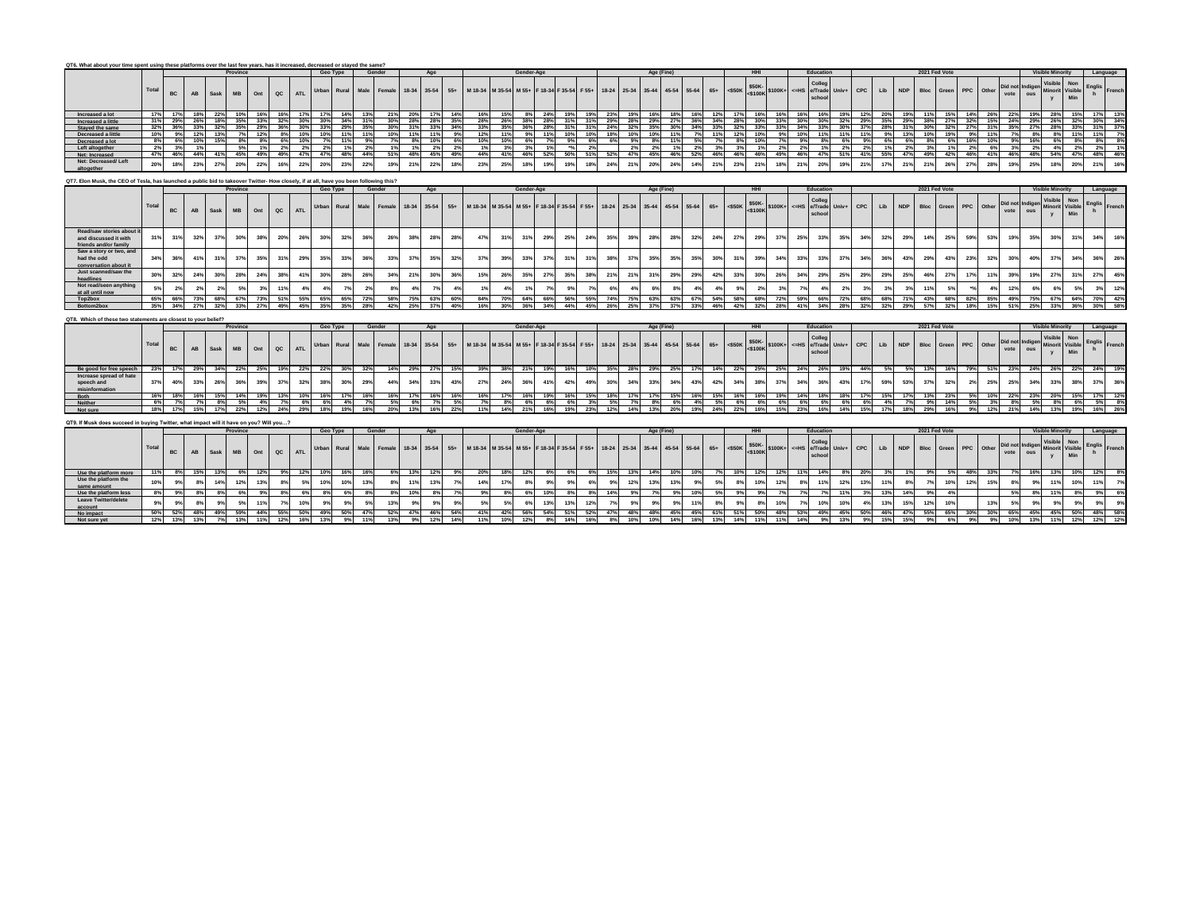**QT6. What about your time spent using these platforms over the last few years, has it increased, decreased or stayed the same?**

| | | Province | | | | | | | Geo Type | | Gender | | Age | | | Gender-Age | | | | | | Age (Fine) | | | | | | HHI | | | Education | | | 2021 Fed Vote | | | | | | | | Visible Minority | | | Language | |
|---|---|---|---|---|---|---|---|---|---|---|---|---|---|---|---|---|---|---|---|---|---|---|---|---|---|---|---|---|---|---|---|---|---|---|---|---|---|---|---|---|---|---|---|---|---|---|
| | Total | BC | AB | Sask | MB | Ont | QC | ATL | Urban | Rural | Male | Female | 18-34 | 35-54 | 55+ | M 18-34 | M 35-54 | M 55+ | F 18-34 | F 35-54 | F 55+ | 18-24 | 25-34 | 35-44 | 45-54 | 55-64 | 65+ | <$50K | $50K-<$100K | $100K+ | <=HS | College/Trade school | Univ+ | CPC | Lib | NDP | Bloc | Green | PPC | Other | Did not vote | Indigenous | Visible Minority | Non Visible Min | English | French |
| Increased a lot | 17% | 17% | 18% | 22% | 10% | 16% | 16% | 17% | 17% | 14% | 13% | 21% | 20% | 17% | 14% | 16% | 15% | 8% | 24% | 19% | 19% | 23% | 19% | 16% | 18% | 16% | 12% | 17% | 16% | 16% | 16% | 16% | 19% | 12% | 20% | 19% | 11% | 15% | 14% | 26% | 22% | 19% | 28% | 15% | 17% | 13% |
| Increased a little | 31% | 29% | 26% | 18% | 35% | 33% | 32% | 30% | 30% | 34% | 31% | 30% | 28% | 28% | 35% | 28% | 26% | 38% | 28% | 31% | 31% | 29% | 28% | 29% | 27% | 36% | 34% | 28% | 30% | 33% | 30% | 30% | 32% | 29% | 35% | 29% | 38% | 27% | 32% | 15% | 24% | 29% | 26% | 32% | 30% | 34% |
| Stayed the same | 32% | 36% | 33% | 32% | 35% | 29% | 36% | 30% | 33% | 29% | 35% | 30% | 31% | 33% | 34% | 33% | 35% | 36% | 28% | 31% | 31% | 24% | 32% | 35% | 30% | 34% | 33% | 32% | 33% | 33% | 34% | 33% | 30% | 37% | 28% | 31% | 30% | 32% | 27% | 31% | 35% | 27% | 28% | 33% | 31% | 37% |
| Decreased a little | 10% | 9% | 12% | 13% | 7% | 12% | 8% | 10% | 10% | 11% | 11% | 10% | 11% | 11% | 9% | 12% | 11% | 9% | 11% | 10% | 10% | 18% | 10% | 10% | 11% | 7% | 11% | 12% | 10% | 9% | 10% | 11% | 11% | 11% | 9% | 13% | 10% | 19% | 9% | 11% | 7% | 8% | 8% | 11% | 11% | 7% |
| Decreased a lot | 8% | 6% | 10% | 15% | 8% | 8% | 6% | 10% | 7% | 11% | 9% | 7% | 8% | 10% | 6% | 10% | 10% | 6% | 7% | 9% | 6% | 6% | 9% | 8% | 11% | 5% | 7% | 8% | 10% | 7% | 9% | 8% | 6% | 9% | 6% | 6% | 8% | 6% | 16% | 10% | 9% | 16% | 6% | 8% | 8% | 8% |
| Left altogether | 2% | 3% | 1% | | 5% | 1% | 2% | 2% | 2% | 1% | 2% | 1% | 1% | 2% | 2% | 1% | 3% | 3% | 1% | *% | 2% | | 2% | 2% | 1% | 2% | 3% | 3% | 1% | 2% | 2% | 1% | 2% | 2% | 1% | 2% | 3% | 1% | 2% | 6% | 3% | 2% | 4% | 2% | 2% | 1% |
| Net: Increased | 47% | 46% | 44% | 41% | 45% | 49% | 49% | 47% | 47% | 48% | 44% | 51% | 48% | 45% | 49% | 44% | 41% | 46% | 52% | 50% | 51% | 52% | 47% | 45% | 46% | 52% | 46% | 46% | 46% | 49% | 46% | 47% | 51% | 41% | 55% | 47% | 49% | 42% | 46% | 41% | 46% | 48% | 54% | 47% | 48% | 46% |
| Net: Decreased/ Left altogether | 20% | 18% | 23% | 27% | 20% | 22% | 16% | 22% | 20% | 23% | 22% | 19% | 21% | 22% | 18% | 23% | 25% | 18% | 19% | 19% | 18% | 24% | 21% | 20% | 24% | 14% | 21% | 23% | 21% | 18% | 21% | 20% | 19% | 21% | 17% | 21% | 21% | 26% | 27% | 28% | 19% | 25% | 18% | 20% | 21% | 16% |

**QT7. Elon Musk, the CEO of Tesla, has launched a public bid to takeover Twitter- How closely, if at all, have you been following this?**

| | | Province | | | | | | | Geo Type | | Gender | | Age | | | Gender-Age | | | | | | Age (Fine) | | | | | | HHI | | | Education | | | 2021 Fed Vote | | | | | | | | Visible Minority | | | Language | |
|---|---|---|---|---|---|---|---|---|---|---|---|---|---|---|---|---|---|---|---|---|---|---|---|---|---|---|---|---|---|---|---|---|---|---|---|---|---|---|---|---|---|---|---|---|---|---|
| | Total | BC | AB | Sask | MB | Ont | QC | ATL | Urban | Rural | Male | Female | 18-34 | 35-54 | 55+ | M 18-34 | M 35-54 | M 55+ | F 18-34 | F 35-54 | F 55+ | 18-24 | 25-34 | 35-44 | 45-54 | 55-64 | 65+ | <$50K | $50K-<$100K | $100K+ | <=HS | College/Trade school | Univ+ | CPC | Lib | NDP | Bloc | Green | PPC | Other | Did not vote | Indigenous | Visible Minority | Non Visible Min | English | French |
| Read/saw stories about it and discussed it with friends and/or family | 31% | 31% | 32% | 37% | 30% | 38% | 20% | 26% | 30% | 32% | 36% | 26% | 38% | 28% | 28% | 47% | 31% | 31% | 29% | 25% | 24% | 35% | 39% | 28% | 28% | 32% | 24% | 27% | 29% | 37% | 25% | 33% | 35% | 34% | 32% | 29% | 14% | 25% | 59% | 53% | 19% | 35% | 30% | 31% | 34% | 16% |
| Saw a story or two, and had the odd conversation about it | 34% | 36% | 41% | 31% | 37% | 35% | 31% | 29% | 35% | 33% | 36% | 33% | 37% | 35% | 32% | 37% | 39% | 33% | 37% | 31% | 31% | 38% | 37% | 35% | 35% | 35% | 30% | 31% | 39% | 34% | 33% | 33% | 37% | 34% | 36% | 43% | 29% | 43% | 23% | 32% | 30% | 40% | 37% | 34% | 36% | 26% |
| Just scanned/saw the headlines | 30% | 32% | 24% | 30% | 28% | 24% | 38% | 41% | 30% | 28% | 26% | 34% | 21% | 30% | 36% | 15% | 26% | 35% | 27% | 35% | 38% | 21% | 21% | 31% | 29% | 29% | 42% | 33% | 30% | 26% | 34% | 29% | 25% | 29% | 29% | 25% | 46% | 27% | 17% | 11% | 39% | 19% | 27% | 31% | 27% | 45% |
| Not read/seen anything at all until now | 5% | 2% | 2% | 2% | 5% | 3% | 11% | 4% | 4% | 7% | 2% | 8% | 4% | 7% | 4% | 1% | 4% | 1% | 7% | 9% | 7% | 6% | 4% | 6% | 8% | 4% | 4% | 9% | 2% | 3% | 7% | 4% | 2% | 3% | 3% | 3% | 11% | 5% | *% | 4% | 12% | 6% | 6% | 5% | 3% | 12% |
| Top2box | 65% | 66% | 73% | 68% | 67% | 73% | 51% | 55% | 65% | 65% | 72% | 58% | 75% | 63% | 60% | 84% | 70% | 64% | 66% | 56% | 55% | 74% | 75% | 63% | 63% | 67% | 54% | 58% | 68% | 72% | 59% | 66% | 72% | 68% | 68% | 71% | 43% | 68% | 82% | 85% | 49% | 75% | 67% | 64% | 70% | 42% |
| Bottom2box | 35% | 34% | 27% | 32% | 33% | 27% | 49% | 45% | 35% | 35% | 28% | 42% | 25% | 37% | 40% | 16% | 30% | 36% | 34% | 44% | 45% | 26% | 25% | 37% | 37% | 33% | 46% | 42% | 32% | 28% | 41% | 34% | 28% | 32% | 32% | 29% | 57% | 32% | 18% | 15% | 51% | 25% | 33% | 36% | 30% | 58% |

**QT8. Which of these two statements are closest to your belief?**

| | | Province | | | | | | | Geo Type | | Gender | | Age | | | Gender-Age | | | | | | Age (Fine) | | | | | | HHI | | | Education | | | 2021 Fed Vote | | | | | | | | Visible Minority | | | Language | |
|---|---|---|---|---|---|---|---|---|---|---|---|---|---|---|---|---|---|---|---|---|---|---|---|---|---|---|---|---|---|---|---|---|---|---|---|---|---|---|---|---|---|---|---|---|---|---|
| | Total | BC | AB | Sask | MB | Ont | QC | ATL | Urban | Rural | Male | Female | 18-34 | 35-54 | 55+ | M 18-34 | M 35-54 | M 55+ | F 18-34 | F 35-54 | F 55+ | 18-24 | 25-34 | 35-44 | 45-54 | 55-64 | 65+ | <$50K | $50K-<$100K | $100K+ | <=HS | College/Trade school | Univ+ | CPC | Lib | NDP | Bloc | Green | PPC | Other | Did not vote | Indigenous | Visible Minority | Non Visible Min | English | French |
| Be good for free speech | 23% | 17% | 29% | 34% | 22% | 25% | 19% | 22% | 22% | 30% | 32% | 14% | 29% | 27% | 15% | 39% | 38% | 21% | 19% | 16% | 10% | 35% | 28% | 29% | 25% | 17% | 14% | 22% | 25% | 25% | 24% | 26% | 19% | 44% | 5% | 5% | 13% | 16% | 79% | 51% | 23% | 24% | 26% | 22% | 24% | 19% |
| Increase spread of hate speech and misinformation | 37% | 40% | 33% | 26% | 36% | 39% | 37% | 32% | 38% | 30% | 29% | 44% | 34% | 33% | 43% | 27% | 24% | 36% | 41% | 42% | 49% | 30% | 34% | 33% | 34% | 43% | 42% | 34% | 38% | 37% | 34% | 36% | 43% | 17% | 59% | 53% | 37% | 32% | 2% | 25% | 25% | 34% | 33% | 38% | 37% | 36% |
| Both | 16% | 18% | 16% | 15% | 14% | 19% | 13% | 10% | 16% | 17% | 16% | 16% | 17% | 16% | 16% | 16% | 17% | 16% | 19% | 16% | 15% | 18% | 17% | 17% | 15% | 16% | 15% | 16% | 16% | 19% | 14% | 18% | 18% | 17% | 15% | 17% | 13% | 23% | 5% | 10% | 22% | 23% | 20% | 15% | 17% | 12% |
| Neither | 6% | 7% | 7% | 8% | 5% | 4% | 7% | 6% | 6% | 4% | 7% | 5% | 6% | 7% | 5% | 7% | 8% | 6% | 6% | 6% | 3% | 5% | 7% | 8% | 6% | 4% | 5% | 6% | 6% | 6% | 6% | 6% | 6% | 6% | 4% | 7% | 9% | 14% | 5% | 3% | 8% | 5% | 8% | 6% | 5% | 8% |
| Not sure | 18% | 17% | 15% | 17% | 22% | 12% | 24% | 29% | 18% | 19% | 16% | 20% | 13% | 16% | 22% | 11% | 14% | 21% | 16% | 19% | 23% | 12% | 14% | 13% | 20% | 19% | 24% | 22% | 16% | 15% | 23% | 16% | 14% | 15% | 17% | 18% | 29% | 16% | 9% | 12% | 21% | 14% | 13% | 19% | 16% | 26% |

**QT9. If Musk does succeed in buying Twitter, what impact will it have on you? Will you…?**

| | | Province | | | | | | | Geo Type | | Gender | | Age | | | Gender-Age | | | | | | Age (Fine) | | | | | | HHI | | | Education | | | 2021 Fed Vote | | | | | | | | Visible Minority | | | Language | |
|---|---|---|---|---|---|---|---|---|---|---|---|---|---|---|---|---|---|---|---|---|---|---|---|---|---|---|---|---|---|---|---|---|---|---|---|---|---|---|---|---|---|---|---|---|---|---|
| | Total | BC | AB | Sask | MB | Ont | QC | ATL | Urban | Rural | Male | Female | 18-34 | 35-54 | 55+ | M 18-34 | M 35-54 | M 55+ | F 18-34 | F 35-54 | F 55+ | 18-24 | 25-34 | 35-44 | 45-54 | 55-64 | 65+ | <$50K | $50K-<$100K | $100K+ | <=HS | College/Trade school | Univ+ | CPC | Lib | NDP | Bloc | Green | PPC | Other | Did not vote | Indigenous | Visible Minority | Non Visible Min | English | French |
| Use the platform more | 11% | 8% | 15% | 13% | 6% | 12% | 9% | 12% | 10% | 16% | 16% | 6% | 13% | 12% | 9% | 20% | 18% | 12% | 6% | 6% | 6% | 15% | 13% | 14% | 10% | 10% | 7% | 10% | 12% | 12% | 11% | 14% | 8% | 20% | 3% | 1% | 9% | 5% | 48% | 33% | 7% | 16% | 13% | 10% | 12% | 8% |
| Use the platform the same amount | 10% | 9% | 8% | 14% | 12% | 13% | 8% | 5% | 10% | 10% | 13% | 8% | 11% | 13% | 7% | 14% | 17% | 8% | 9% | 9% | 6% | 9% | 12% | 13% | 13% | 9% | 5% | 8% | 10% | 12% | 8% | 11% | 12% | 13% | 11% | 8% | 7% | 10% | 12% | 15% | 8% | 9% | 11% | 10% | 11% | 7% |
| Use the platform less | 8% | 9% | 8% | 8% | 6% | 9% | 8% | 6% | 8% | 6% | 8% | 8% | 10% | 8% | 7% | 9% | 8% | 6% | 10% | 8% | 8% | 14% | 9% | 7% | 9% | 10% | 5% | 9% | 9% | 7% | 7% | 7% | 11% | 3% | 13% | 14% | 9% | 4% | | | 5% | 8% | 11% | 8% | 9% | 6% |
| Leave Twitter/delete account | 9% | 9% | 8% | 9% | 5% | 11% | 7% | 10% | 9% | 9% | 5% | 13% | 9% | 9% | 9% | 5% | 5% | 6% | 13% | 13% | 12% | 7% | 9% | 9% | 9% | 11% | 8% | 9% | 8% | 10% | 7% | 10% | 10% | 4% | 13% | 15% | 12% | 10% | | 13% | 5% | 9% | 9% | 9% | 9% | 9% |
| No impact | 50% | 52% | 48% | 49% | 59% | 44% | 55% | 50% | 49% | 50% | 47% | 52% | 47% | 46% | 54% | 41% | 42% | 56% | 54% | 51% | 52% | 47% | 48% | 48% | 45% | 45% | 61% | 51% | 50% | 48% | 53% | 49% | 45% | 50% | 46% | 47% | 55% | 65% | 30% | 30% | 65% | 45% | 45% | 50% | 48% | 58% |
| Not sure yet | 12% | 13% | 13% | 7% | 13% | 11% | 12% | 16% | 13% | 9% | 11% | 13% | 9% | 12% | 14% | 11% | 10% | 12% | 8% | 14% | 16% | 8% | 10% | 10% | 14% | 16% | 13% | 14% | 11% | 11% | 14% | 9% | 13% | 9% | 15% | 15% | 9% | 6% | 9% | 9% | 10% | 13% | 11% | 12% | 12% | 12% |